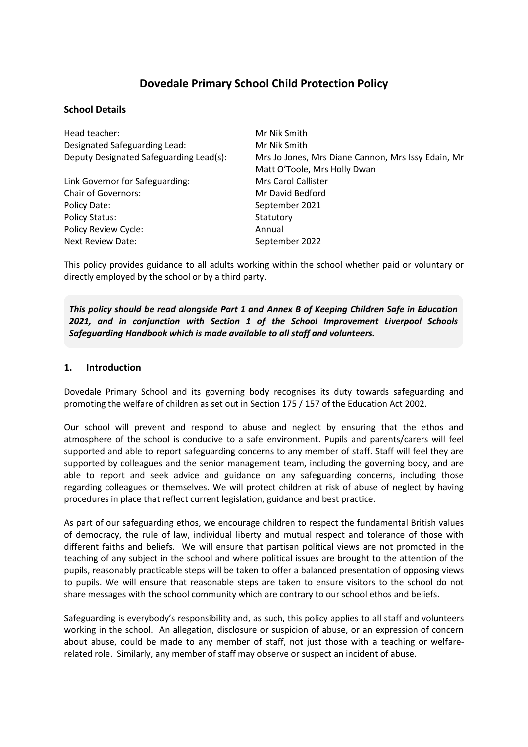# Dovedale Primary School Child Protection Policy

## School Details

| | |
|---|---|
| Head teacher: | Mr Nik Smith |
| Designated Safeguarding Lead: | Mr Nik Smith |
| Deputy Designated Safeguarding Lead(s): | Mrs Jo Jones, Mrs Diane Cannon, Mrs Issy Edain, Mr Matt O'Toole, Mrs Holly Dwan |
| Link Governor for Safeguarding: | Mrs Carol Callister |
| Chair of Governors: | Mr David Bedford |
| Policy Date: | September 2021 |
| Policy Status: | Statutory |
| Policy Review Cycle: | Annual |
| Next Review Date: | September 2022 |

This policy provides guidance to all adults working within the school whether paid or voluntary or directly employed by the school or by a third party.

***This policy should be read alongside Part 1 and Annex B of Keeping Children Safe in Education 2021, and in conjunction with Section 1 of the School Improvement Liverpool Schools Safeguarding Handbook which is made available to all staff and volunteers.***

## 1. Introduction

Dovedale Primary School and its governing body recognises its duty towards safeguarding and promoting the welfare of children as set out in Section 175 / 157 of the Education Act 2002.

Our school will prevent and respond to abuse and neglect by ensuring that the ethos and atmosphere of the school is conducive to a safe environment. Pupils and parents/carers will feel supported and able to report safeguarding concerns to any member of staff. Staff will feel they are supported by colleagues and the senior management team, including the governing body, and are able to report and seek advice and guidance on any safeguarding concerns, including those regarding colleagues or themselves. We will protect children at risk of abuse of neglect by having procedures in place that reflect current legislation, guidance and best practice.

As part of our safeguarding ethos, we encourage children to respect the fundamental British values of democracy, the rule of law, individual liberty and mutual respect and tolerance of those with different faiths and beliefs. We will ensure that partisan political views are not promoted in the teaching of any subject in the school and where political issues are brought to the attention of the pupils, reasonably practicable steps will be taken to offer a balanced presentation of opposing views to pupils. We will ensure that reasonable steps are taken to ensure visitors to the school do not share messages with the school community which are contrary to our school ethos and beliefs.

Safeguarding is everybody's responsibility and, as such, this policy applies to all staff and volunteers working in the school. An allegation, disclosure or suspicion of abuse, or an expression of concern about abuse, could be made to any member of staff, not just those with a teaching or welfare-related role. Similarly, any member of staff may observe or suspect an incident of abuse.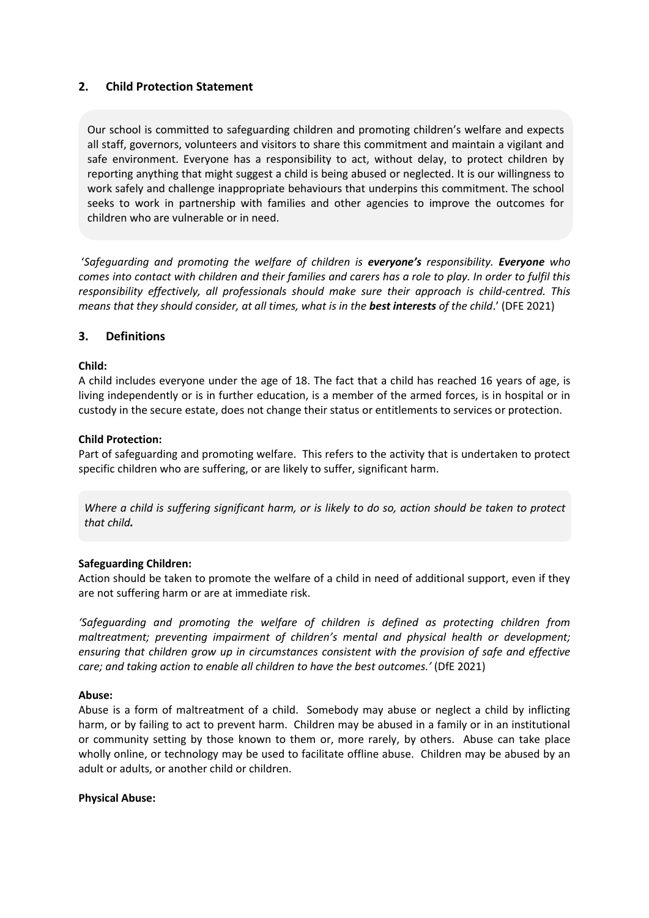## 2. Child Protection Statement

Our school is committed to safeguarding children and promoting children's welfare and expects all staff, governors, volunteers and visitors to share this commitment and maintain a vigilant and safe environment. Everyone has a responsibility to act, without delay, to protect children by reporting anything that might suggest a child is being abused or neglected. It is our willingness to work safely and challenge inappropriate behaviours that underpins this commitment. The school seeks to work in partnership with families and other agencies to improve the outcomes for children who are vulnerable or in need.

'*Safeguarding and promoting the welfare of children is **everyone's** responsibility. **Everyone** who comes into contact with children and their families and carers has a role to play. In order to fulfil this responsibility effectively, all professionals should make sure their approach is child-centred. This means that they should consider, at all times, what is in the **best interests** of the child*.' (DFE 2021)

## 3. Definitions

**Child:**

A child includes everyone under the age of 18. The fact that a child has reached 16 years of age, is living independently or is in further education, is a member of the armed forces, is in hospital or in custody in the secure estate, does not change their status or entitlements to services or protection.

**Child Protection:**

Part of safeguarding and promoting welfare. This refers to the activity that is undertaken to protect specific children who are suffering, or are likely to suffer, significant harm.

*Where a child is suffering significant harm, or is likely to do so, action should be taken to protect that child.*

**Safeguarding Children:**

Action should be taken to promote the welfare of a child in need of additional support, even if they are not suffering harm or are at immediate risk.

*'Safeguarding and promoting the welfare of children is defined as protecting children from maltreatment; preventing impairment of children's mental and physical health or development; ensuring that children grow up in circumstances consistent with the provision of safe and effective care; and taking action to enable all children to have the best outcomes.'* (DfE 2021)

**Abuse:**

Abuse is a form of maltreatment of a child. Somebody may abuse or neglect a child by inflicting harm, or by failing to act to prevent harm. Children may be abused in a family or in an institutional or community setting by those known to them or, more rarely, by others. Abuse can take place wholly online, or technology may be used to facilitate offline abuse. Children may be abused by an adult or adults, or another child or children.

**Physical Abuse:**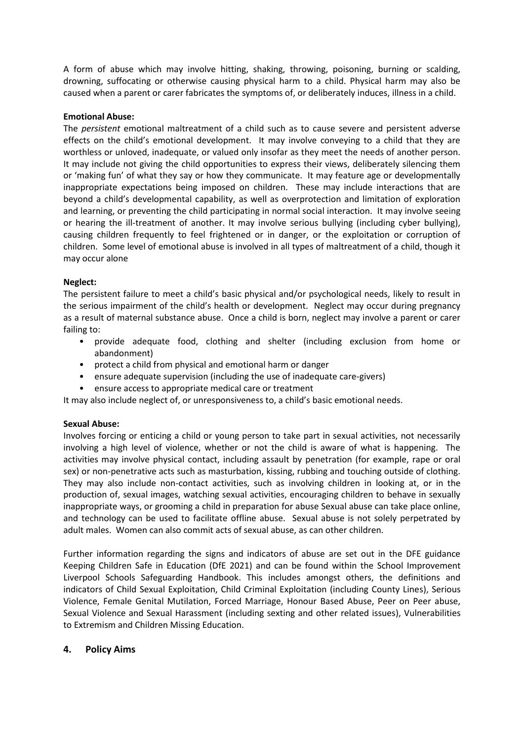A form of abuse which may involve hitting, shaking, throwing, poisoning, burning or scalding, drowning, suffocating or otherwise causing physical harm to a child. Physical harm may also be caused when a parent or carer fabricates the symptoms of, or deliberately induces, illness in a child.

**Emotional Abuse:**

The *persistent* emotional maltreatment of a child such as to cause severe and persistent adverse effects on the child's emotional development. It may involve conveying to a child that they are worthless or unloved, inadequate, or valued only insofar as they meet the needs of another person. It may include not giving the child opportunities to express their views, deliberately silencing them or 'making fun' of what they say or how they communicate. It may feature age or developmentally inappropriate expectations being imposed on children. These may include interactions that are beyond a child's developmental capability, as well as overprotection and limitation of exploration and learning, or preventing the child participating in normal social interaction. It may involve seeing or hearing the ill-treatment of another. It may involve serious bullying (including cyber bullying), causing children frequently to feel frightened or in danger, or the exploitation or corruption of children. Some level of emotional abuse is involved in all types of maltreatment of a child, though it may occur alone

**Neglect:**

The persistent failure to meet a child's basic physical and/or psychological needs, likely to result in the serious impairment of the child's health or development. Neglect may occur during pregnancy as a result of maternal substance abuse. Once a child is born, neglect may involve a parent or carer failing to:

- provide adequate food, clothing and shelter (including exclusion from home or abandonment)
- protect a child from physical and emotional harm or danger
- ensure adequate supervision (including the use of inadequate care-givers)
- ensure access to appropriate medical care or treatment

It may also include neglect of, or unresponsiveness to, a child's basic emotional needs.

**Sexual Abuse:**

Involves forcing or enticing a child or young person to take part in sexual activities, not necessarily involving a high level of violence, whether or not the child is aware of what is happening. The activities may involve physical contact, including assault by penetration (for example, rape or oral sex) or non-penetrative acts such as masturbation, kissing, rubbing and touching outside of clothing. They may also include non-contact activities, such as involving children in looking at, or in the production of, sexual images, watching sexual activities, encouraging children to behave in sexually inappropriate ways, or grooming a child in preparation for abuse Sexual abuse can take place online, and technology can be used to facilitate offline abuse. Sexual abuse is not solely perpetrated by adult males. Women can also commit acts of sexual abuse, as can other children.

Further information regarding the signs and indicators of abuse are set out in the DFE guidance Keeping Children Safe in Education (DfE 2021) and can be found within the School Improvement Liverpool Schools Safeguarding Handbook. This includes amongst others, the definitions and indicators of Child Sexual Exploitation, Child Criminal Exploitation (including County Lines), Serious Violence, Female Genital Mutilation, Forced Marriage, Honour Based Abuse, Peer on Peer abuse, Sexual Violence and Sexual Harassment (including sexting and other related issues), Vulnerabilities to Extremism and Children Missing Education.

## 4. Policy Aims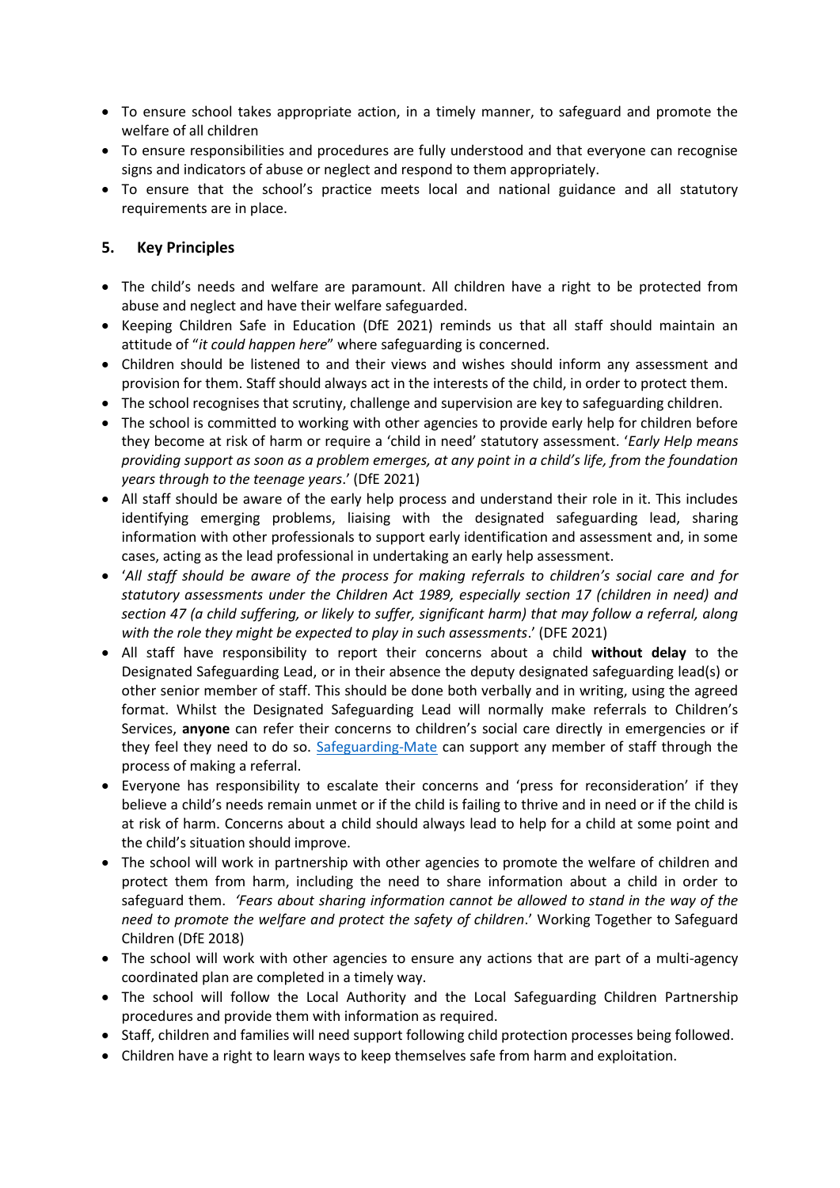- To ensure school takes appropriate action, in a timely manner, to safeguard and promote the welfare of all children
- To ensure responsibilities and procedures are fully understood and that everyone can recognise signs and indicators of abuse or neglect and respond to them appropriately.
- To ensure that the school's practice meets local and national guidance and all statutory requirements are in place.

## 5. Key Principles

- The child's needs and welfare are paramount. All children have a right to be protected from abuse and neglect and have their welfare safeguarded.
- Keeping Children Safe in Education (DfE 2021) reminds us that all staff should maintain an attitude of "*it could happen here*" where safeguarding is concerned.
- Children should be listened to and their views and wishes should inform any assessment and provision for them. Staff should always act in the interests of the child, in order to protect them.
- The school recognises that scrutiny, challenge and supervision are key to safeguarding children.
- The school is committed to working with other agencies to provide early help for children before they become at risk of harm or require a 'child in need' statutory assessment. '*Early Help means providing support as soon as a problem emerges, at any point in a child's life, from the foundation years through to the teenage years*.' (DfE 2021)
- All staff should be aware of the early help process and understand their role in it. This includes identifying emerging problems, liaising with the designated safeguarding lead, sharing information with other professionals to support early identification and assessment and, in some cases, acting as the lead professional in undertaking an early help assessment.
- '*All staff should be aware of the process for making referrals to children's social care and for statutory assessments under the Children Act 1989, especially section 17 (children in need) and section 47 (a child suffering, or likely to suffer, significant harm) that may follow a referral, along with the role they might be expected to play in such assessments*.' (DFE 2021)
- All staff have responsibility to report their concerns about a child **without delay** to the Designated Safeguarding Lead, or in their absence the deputy designated safeguarding lead(s) or other senior member of staff. This should be done both verbally and in writing, using the agreed format. Whilst the Designated Safeguarding Lead will normally make referrals to Children's Services, **anyone** can refer their concerns to children's social care directly in emergencies or if they feel they need to do so. Safeguarding-Mate can support any member of staff through the process of making a referral.
- Everyone has responsibility to escalate their concerns and 'press for reconsideration' if they believe a child's needs remain unmet or if the child is failing to thrive and in need or if the child is at risk of harm. Concerns about a child should always lead to help for a child at some point and the child's situation should improve.
- The school will work in partnership with other agencies to promote the welfare of children and protect them from harm, including the need to share information about a child in order to safeguard them. *'Fears about sharing information cannot be allowed to stand in the way of the need to promote the welfare and protect the safety of children*.' Working Together to Safeguard Children (DfE 2018)
- The school will work with other agencies to ensure any actions that are part of a multi-agency coordinated plan are completed in a timely way.
- The school will follow the Local Authority and the Local Safeguarding Children Partnership procedures and provide them with information as required.
- Staff, children and families will need support following child protection processes being followed.
- Children have a right to learn ways to keep themselves safe from harm and exploitation.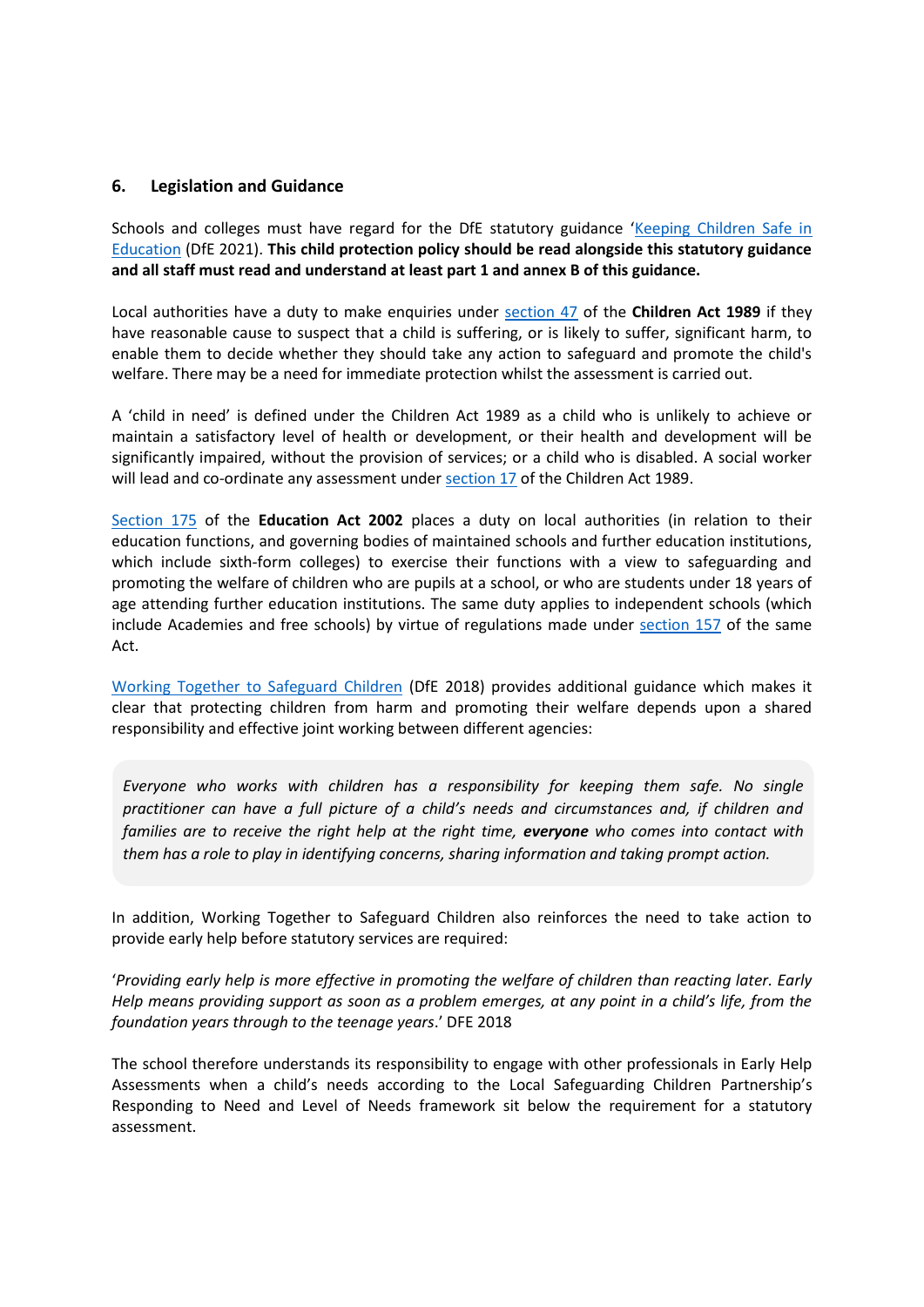## 6. Legislation and Guidance

Schools and colleges must have regard for the DfE statutory guidance '[Keeping Children Safe in Education]' (DfE 2021). **This child protection policy should be read alongside this statutory guidance and all staff must read and understand at least part 1 and annex B of this guidance.**

Local authorities have a duty to make enquiries under section 47 of the **Children Act 1989** if they have reasonable cause to suspect that a child is suffering, or is likely to suffer, significant harm, to enable them to decide whether they should take any action to safeguard and promote the child's welfare. There may be a need for immediate protection whilst the assessment is carried out.

A 'child in need' is defined under the Children Act 1989 as a child who is unlikely to achieve or maintain a satisfactory level of health or development, or their health and development will be significantly impaired, without the provision of services; or a child who is disabled. A social worker will lead and co-ordinate any assessment under section 17 of the Children Act 1989.

Section 175 of the **Education Act 2002** places a duty on local authorities (in relation to their education functions, and governing bodies of maintained schools and further education institutions, which include sixth-form colleges) to exercise their functions with a view to safeguarding and promoting the welfare of children who are pupils at a school, or who are students under 18 years of age attending further education institutions. The same duty applies to independent schools (which include Academies and free schools) by virtue of regulations made under section 157 of the same Act.

Working Together to Safeguard Children (DfE 2018) provides additional guidance which makes it clear that protecting children from harm and promoting their welfare depends upon a shared responsibility and effective joint working between different agencies:

> *Everyone who works with children has a responsibility for keeping them safe. No single practitioner can have a full picture of a child's needs and circumstances and, if children and families are to receive the right help at the right time, **everyone** who comes into contact with them has a role to play in identifying concerns, sharing information and taking prompt action.*

In addition, Working Together to Safeguard Children also reinforces the need to take action to provide early help before statutory services are required:

'*Providing early help is more effective in promoting the welfare of children than reacting later. Early Help means providing support as soon as a problem emerges, at any point in a child's life, from the foundation years through to the teenage years*.' DFE 2018

The school therefore understands its responsibility to engage with other professionals in Early Help Assessments when a child's needs according to the Local Safeguarding Children Partnership's Responding to Need and Level of Needs framework sit below the requirement for a statutory assessment.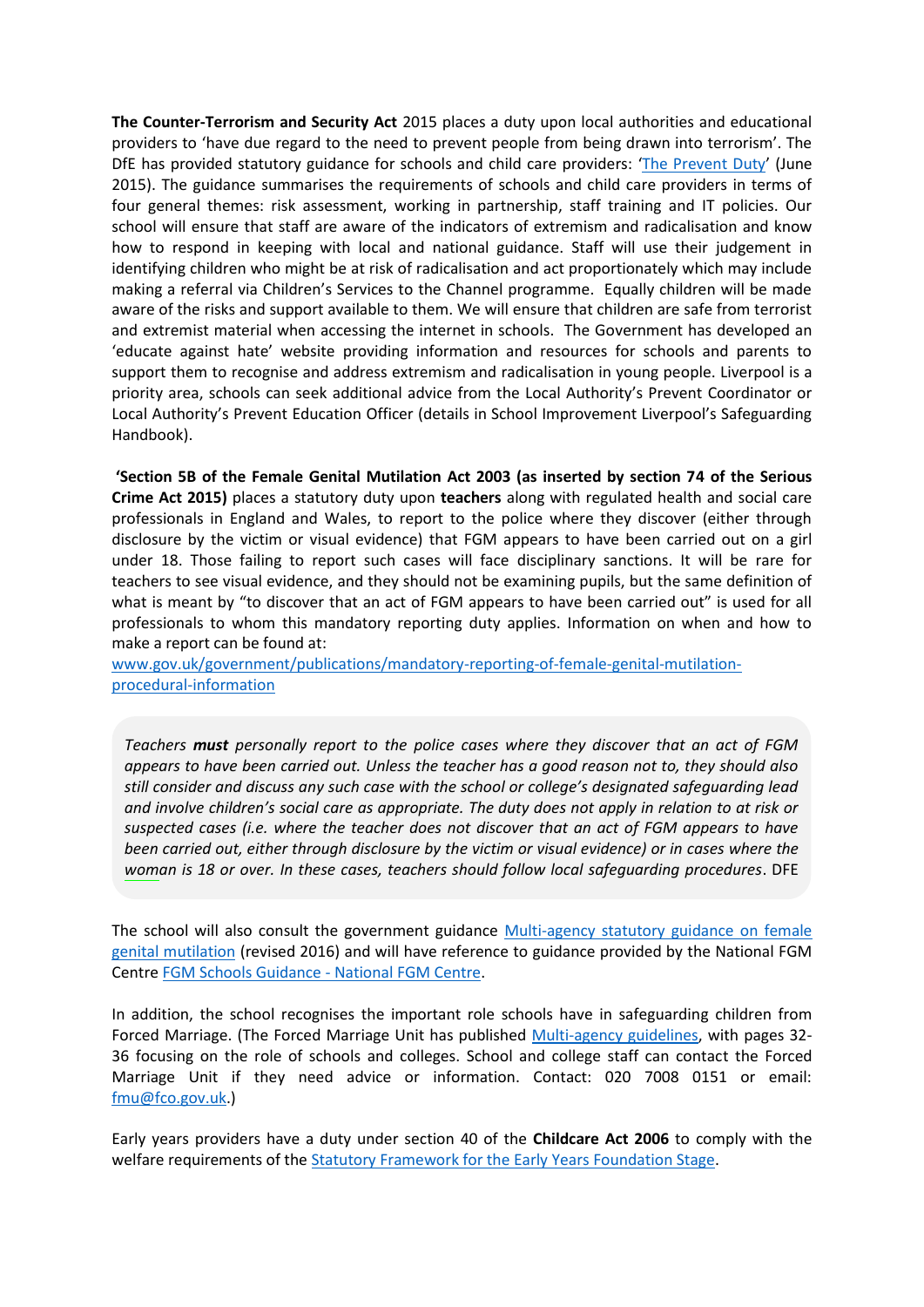**The Counter-Terrorism and Security Act** 2015 places a duty upon local authorities and educational providers to 'have due regard to the need to prevent people from being drawn into terrorism'. The DfE has provided statutory guidance for schools and child care providers: '[The Prevent Duty](#)' (June 2015). The guidance summarises the requirements of schools and child care providers in terms of four general themes: risk assessment, working in partnership, staff training and IT policies. Our school will ensure that staff are aware of the indicators of extremism and radicalisation and know how to respond in keeping with local and national guidance. Staff will use their judgement in identifying children who might be at risk of radicalisation and act proportionately which may include making a referral via Children's Services to the Channel programme. Equally children will be made aware of the risks and support available to them. We will ensure that children are safe from terrorist and extremist material when accessing the internet in schools. The Government has developed an 'educate against hate' website providing information and resources for schools and parents to support them to recognise and address extremism and radicalisation in young people. Liverpool is a priority area, schools can seek additional advice from the Local Authority's Prevent Coordinator or Local Authority's Prevent Education Officer (details in School Improvement Liverpool's Safeguarding Handbook).

**'Section 5B of the Female Genital Mutilation Act 2003 (as inserted by section 74 of the Serious Crime Act 2015)** places a statutory duty upon **teachers** along with regulated health and social care professionals in England and Wales, to report to the police where they discover (either through disclosure by the victim or visual evidence) that FGM appears to have been carried out on a girl under 18. Those failing to report such cases will face disciplinary sanctions. It will be rare for teachers to see visual evidence, and they should not be examining pupils, but the same definition of what is meant by "to discover that an act of FGM appears to have been carried out" is used for all professionals to whom this mandatory reporting duty applies. Information on when and how to make a report can be found at:
[www.gov.uk/government/publications/mandatory-reporting-of-female-genital-mutilation-procedural-information](www.gov.uk/government/publications/mandatory-reporting-of-female-genital-mutilation-procedural-information)

> *Teachers **must** personally report to the police cases where they discover that an act of FGM appears to have been carried out. Unless the teacher has a good reason not to, they should also still consider and discuss any such case with the school or college's designated safeguarding lead and involve children's social care as appropriate. The duty does not apply in relation to at risk or suspected cases (i.e. where the teacher does not discover that an act of FGM appears to have been carried out, either through disclosure by the victim or visual evidence) or in cases where the woman is 18 or over. In these cases, teachers should follow local safeguarding procedures*. DFE

The school will also consult the government guidance [Multi-agency statutory guidance on female genital mutilation](#) (revised 2016) and will have reference to guidance provided by the National FGM Centre [FGM Schools Guidance - National FGM Centre](#).

In addition, the school recognises the important role schools have in safeguarding children from Forced Marriage. (The Forced Marriage Unit has published [Multi-agency guidelines](#), with pages 32-36 focusing on the role of schools and colleges. School and college staff can contact the Forced Marriage Unit if they need advice or information. Contact: 020 7008 0151 or email: [fmu@fco.gov.uk](mailto:fmu@fco.gov.uk).)

Early years providers have a duty under section 40 of the **Childcare Act 2006** to comply with the welfare requirements of the [Statutory Framework for the Early Years Foundation Stage](#).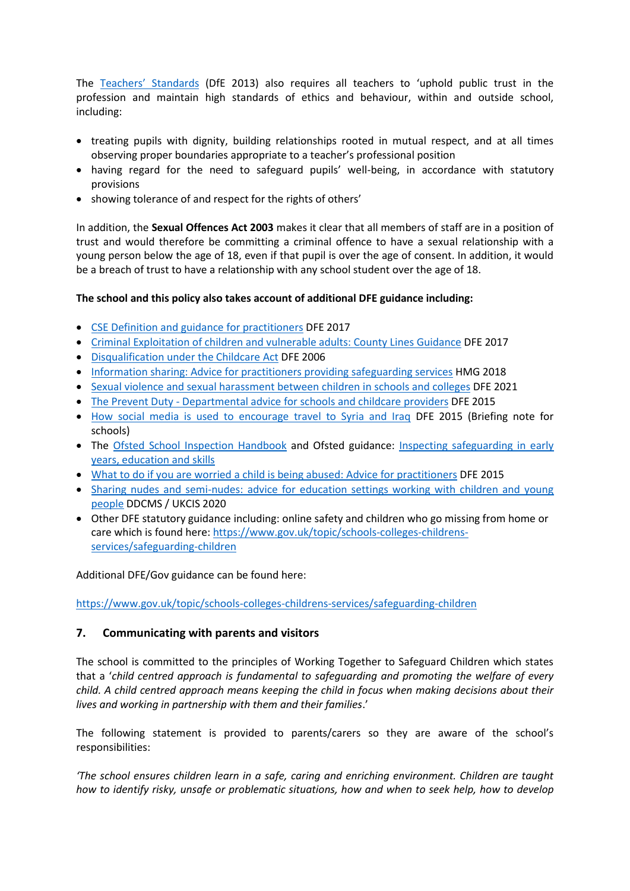The [Teachers' Standards](#) (DfE 2013) also requires all teachers to 'uphold public trust in the profession and maintain high standards of ethics and behaviour, within and outside school, including:

- treating pupils with dignity, building relationships rooted in mutual respect, and at all times observing proper boundaries appropriate to a teacher's professional position
- having regard for the need to safeguard pupils' well-being, in accordance with statutory provisions
- showing tolerance of and respect for the rights of others'

In addition, the **Sexual Offences Act 2003** makes it clear that all members of staff are in a position of trust and would therefore be committing a criminal offence to have a sexual relationship with a young person below the age of 18, even if that pupil is over the age of consent. In addition, it would be a breach of trust to have a relationship with any school student over the age of 18.

**The school and this policy also takes account of additional DFE guidance including:**

- CSE Definition and guidance for practitioners DFE 2017
- Criminal Exploitation of children and vulnerable adults: County Lines Guidance DFE 2017
- Disqualification under the Childcare Act DFE 2006
- Information sharing: Advice for practitioners providing safeguarding services HMG 2018
- Sexual violence and sexual harassment between children in schools and colleges DFE 2021
- The Prevent Duty - Departmental advice for schools and childcare providers DFE 2015
- How social media is used to encourage travel to Syria and Iraq DFE 2015 (Briefing note for schools)
- The Ofsted School Inspection Handbook and Ofsted guidance: Inspecting safeguarding in early years, education and skills
- What to do if you are worried a child is being abused: Advice for practitioners DFE 2015
- Sharing nudes and semi-nudes: advice for education settings working with children and young people DDCMS / UKCIS 2020
- Other DFE statutory guidance including: online safety and children who go missing from home or care which is found here: https://www.gov.uk/topic/schools-colleges-childrens-services/safeguarding-children

Additional DFE/Gov guidance can be found here:

https://www.gov.uk/topic/schools-colleges-childrens-services/safeguarding-children

## 7. Communicating with parents and visitors

The school is committed to the principles of Working Together to Safeguard Children which states that a '*child centred approach is fundamental to safeguarding and promoting the welfare of every child. A child centred approach means keeping the child in focus when making decisions about their lives and working in partnership with them and their families*.'

The following statement is provided to parents/carers so they are aware of the school's responsibilities:

*'The school ensures children learn in a safe, caring and enriching environment. Children are taught how to identify risky, unsafe or problematic situations, how and when to seek help, how to develop*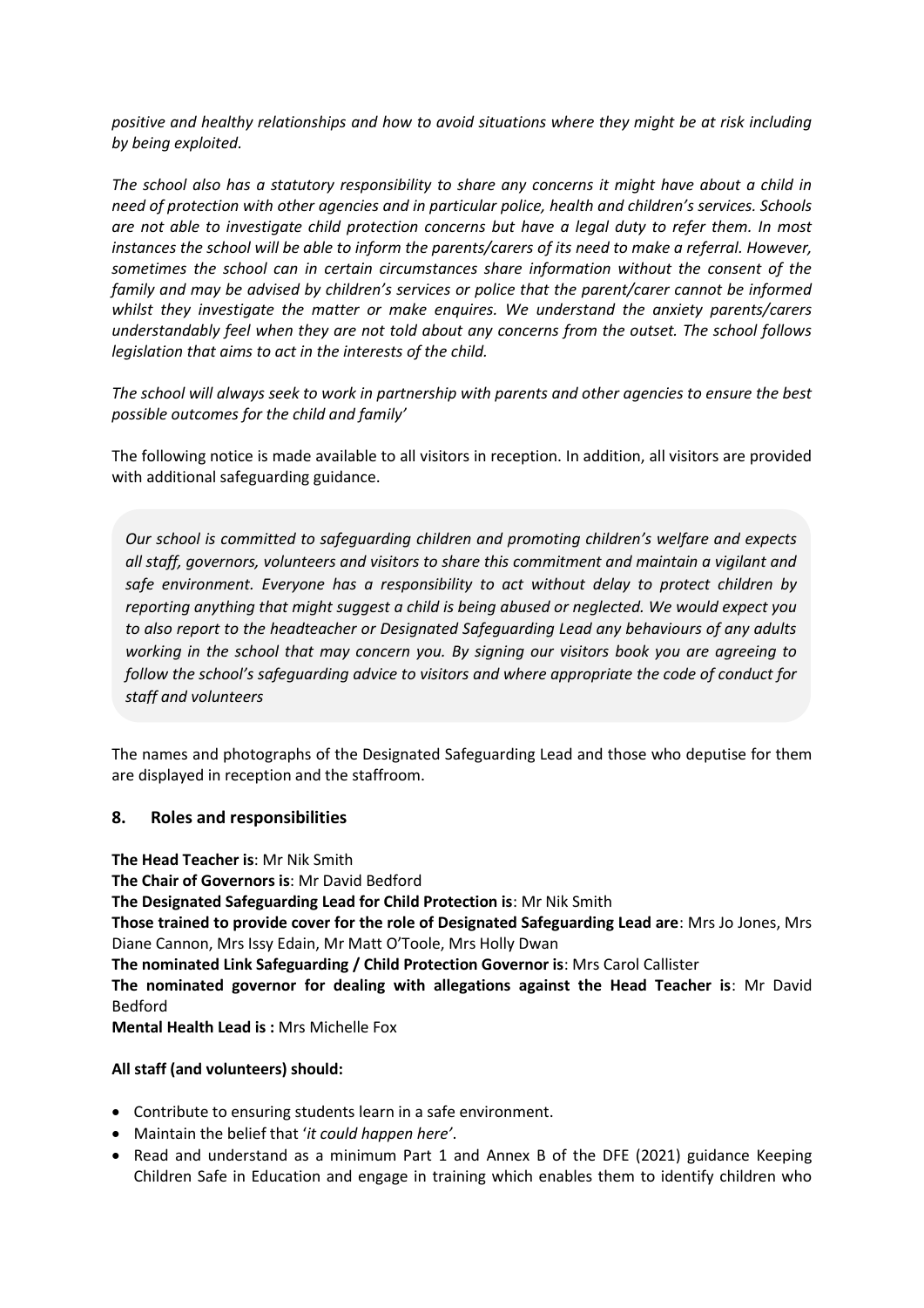*positive and healthy relationships and how to avoid situations where they might be at risk including by being exploited.*

*The school also has a statutory responsibility to share any concerns it might have about a child in need of protection with other agencies and in particular police, health and children's services. Schools are not able to investigate child protection concerns but have a legal duty to refer them. In most instances the school will be able to inform the parents/carers of its need to make a referral. However, sometimes the school can in certain circumstances share information without the consent of the family and may be advised by children's services or police that the parent/carer cannot be informed whilst they investigate the matter or make enquires. We understand the anxiety parents/carers understandably feel when they are not told about any concerns from the outset. The school follows legislation that aims to act in the interests of the child.*

*The school will always seek to work in partnership with parents and other agencies to ensure the best possible outcomes for the child and family'*

The following notice is made available to all visitors in reception. In addition, all visitors are provided with additional safeguarding guidance.

> *Our school is committed to safeguarding children and promoting children's welfare and expects all staff, governors, volunteers and visitors to share this commitment and maintain a vigilant and safe environment. Everyone has a responsibility to act without delay to protect children by reporting anything that might suggest a child is being abused or neglected. We would expect you to also report to the headteacher or Designated Safeguarding Lead any behaviours of any adults working in the school that may concern you. By signing our visitors book you are agreeing to follow the school's safeguarding advice to visitors and where appropriate the code of conduct for staff and volunteers*

The names and photographs of the Designated Safeguarding Lead and those who deputise for them are displayed in reception and the staffroom.

## 8. Roles and responsibilities

**The Head Teacher is**: Mr Nik Smith
**The Chair of Governors is**: Mr David Bedford
**The Designated Safeguarding Lead for Child Protection is**: Mr Nik Smith
**Those trained to provide cover for the role of Designated Safeguarding Lead are**: Mrs Jo Jones, Mrs Diane Cannon, Mrs Issy Edain, Mr Matt O'Toole, Mrs Holly Dwan
**The nominated Link Safeguarding / Child Protection Governor is**: Mrs Carol Callister
**The nominated governor for dealing with allegations against the Head Teacher is**: Mr David Bedford
**Mental Health Lead is :** Mrs Michelle Fox

**All staff (and volunteers) should:**

- Contribute to ensuring students learn in a safe environment.
- Maintain the belief that '*it could happen here'*.
- Read and understand as a minimum Part 1 and Annex B of the DFE (2021) guidance Keeping Children Safe in Education and engage in training which enables them to identify children who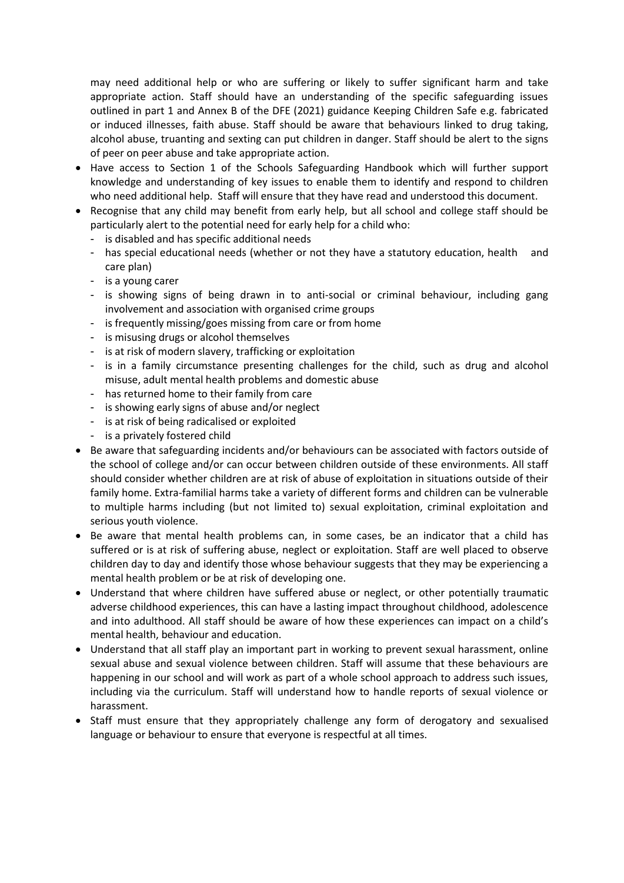may need additional help or who are suffering or likely to suffer significant harm and take appropriate action. Staff should have an understanding of the specific safeguarding issues outlined in part 1 and Annex B of the DFE (2021) guidance Keeping Children Safe e.g. fabricated or induced illnesses, faith abuse. Staff should be aware that behaviours linked to drug taking, alcohol abuse, truanting and sexting can put children in danger. Staff should be alert to the signs of peer on peer abuse and take appropriate action.

- Have access to Section 1 of the Schools Safeguarding Handbook which will further support knowledge and understanding of key issues to enable them to identify and respond to children who need additional help. Staff will ensure that they have read and understood this document.
- Recognise that any child may benefit from early help, but all school and college staff should be particularly alert to the potential need for early help for a child who:
  - is disabled and has specific additional needs
  - has special educational needs (whether or not they have a statutory education, health and care plan)
  - is a young carer
  - is showing signs of being drawn in to anti-social or criminal behaviour, including gang involvement and association with organised crime groups
  - is frequently missing/goes missing from care or from home
  - is misusing drugs or alcohol themselves
  - is at risk of modern slavery, trafficking or exploitation
  - is in a family circumstance presenting challenges for the child, such as drug and alcohol misuse, adult mental health problems and domestic abuse
  - has returned home to their family from care
  - is showing early signs of abuse and/or neglect
  - is at risk of being radicalised or exploited
  - is a privately fostered child
- Be aware that safeguarding incidents and/or behaviours can be associated with factors outside of the school of college and/or can occur between children outside of these environments. All staff should consider whether children are at risk of abuse of exploitation in situations outside of their family home. Extra-familial harms take a variety of different forms and children can be vulnerable to multiple harms including (but not limited to) sexual exploitation, criminal exploitation and serious youth violence.
- Be aware that mental health problems can, in some cases, be an indicator that a child has suffered or is at risk of suffering abuse, neglect or exploitation. Staff are well placed to observe children day to day and identify those whose behaviour suggests that they may be experiencing a mental health problem or be at risk of developing one.
- Understand that where children have suffered abuse or neglect, or other potentially traumatic adverse childhood experiences, this can have a lasting impact throughout childhood, adolescence and into adulthood. All staff should be aware of how these experiences can impact on a child's mental health, behaviour and education.
- Understand that all staff play an important part in working to prevent sexual harassment, online sexual abuse and sexual violence between children. Staff will assume that these behaviours are happening in our school and will work as part of a whole school approach to address such issues, including via the curriculum. Staff will understand how to handle reports of sexual violence or harassment.
- Staff must ensure that they appropriately challenge any form of derogatory and sexualised language or behaviour to ensure that everyone is respectful at all times.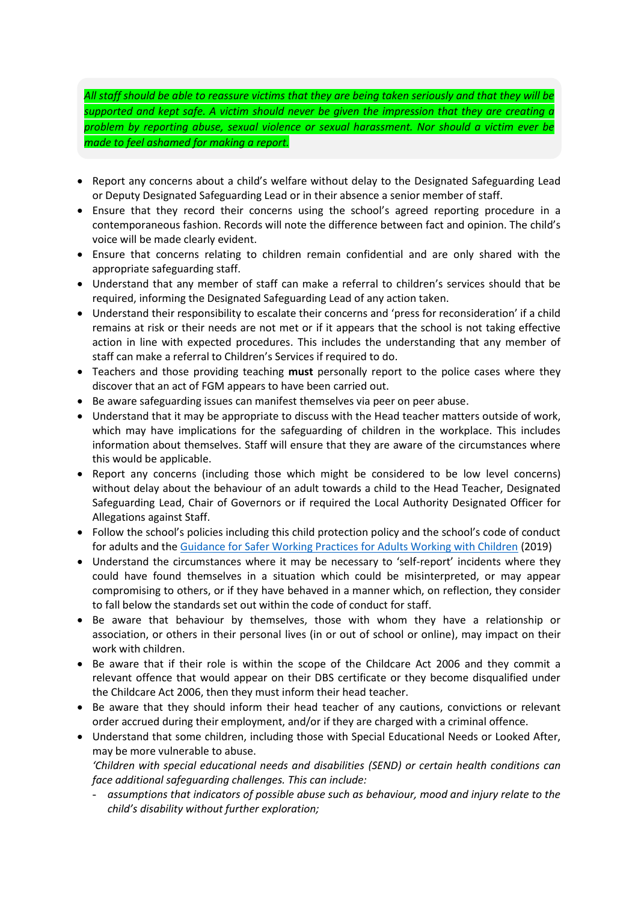*All staff should be able to reassure victims that they are being taken seriously and that they will be supported and kept safe. A victim should never be given the impression that they are creating a problem by reporting abuse, sexual violence or sexual harassment. Nor should a victim ever be made to feel ashamed for making a report.*

- Report any concerns about a child's welfare without delay to the Designated Safeguarding Lead or Deputy Designated Safeguarding Lead or in their absence a senior member of staff.
- Ensure that they record their concerns using the school's agreed reporting procedure in a contemporaneous fashion. Records will note the difference between fact and opinion. The child's voice will be made clearly evident.
- Ensure that concerns relating to children remain confidential and are only shared with the appropriate safeguarding staff.
- Understand that any member of staff can make a referral to children's services should that be required, informing the Designated Safeguarding Lead of any action taken.
- Understand their responsibility to escalate their concerns and 'press for reconsideration' if a child remains at risk or their needs are not met or if it appears that the school is not taking effective action in line with expected procedures. This includes the understanding that any member of staff can make a referral to Children's Services if required to do.
- Teachers and those providing teaching **must** personally report to the police cases where they discover that an act of FGM appears to have been carried out.
- Be aware safeguarding issues can manifest themselves via peer on peer abuse.
- Understand that it may be appropriate to discuss with the Head teacher matters outside of work, which may have implications for the safeguarding of children in the workplace. This includes information about themselves. Staff will ensure that they are aware of the circumstances where this would be applicable.
- Report any concerns (including those which might be considered to be low level concerns) without delay about the behaviour of an adult towards a child to the Head Teacher, Designated Safeguarding Lead, Chair of Governors or if required the Local Authority Designated Officer for Allegations against Staff.
- Follow the school's policies including this child protection policy and the school's code of conduct for adults and the Guidance for Safer Working Practices for Adults Working with Children (2019)
- Understand the circumstances where it may be necessary to 'self-report' incidents where they could have found themselves in a situation which could be misinterpreted, or may appear compromising to others, or if they have behaved in a manner which, on reflection, they consider to fall below the standards set out within the code of conduct for staff.
- Be aware that behaviour by themselves, those with whom they have a relationship or association, or others in their personal lives (in or out of school or online), may impact on their work with children.
- Be aware that if their role is within the scope of the Childcare Act 2006 and they commit a relevant offence that would appear on their DBS certificate or they become disqualified under the Childcare Act 2006, then they must inform their head teacher.
- Be aware that they should inform their head teacher of any cautions, convictions or relevant order accrued during their employment, and/or if they are charged with a criminal offence.
- Understand that some children, including those with Special Educational Needs or Looked After, may be more vulnerable to abuse.

  *'Children with special educational needs and disabilities (SEND) or certain health conditions can face additional safeguarding challenges. This can include:*
  - *assumptions that indicators of possible abuse such as behaviour, mood and injury relate to the child's disability without further exploration;*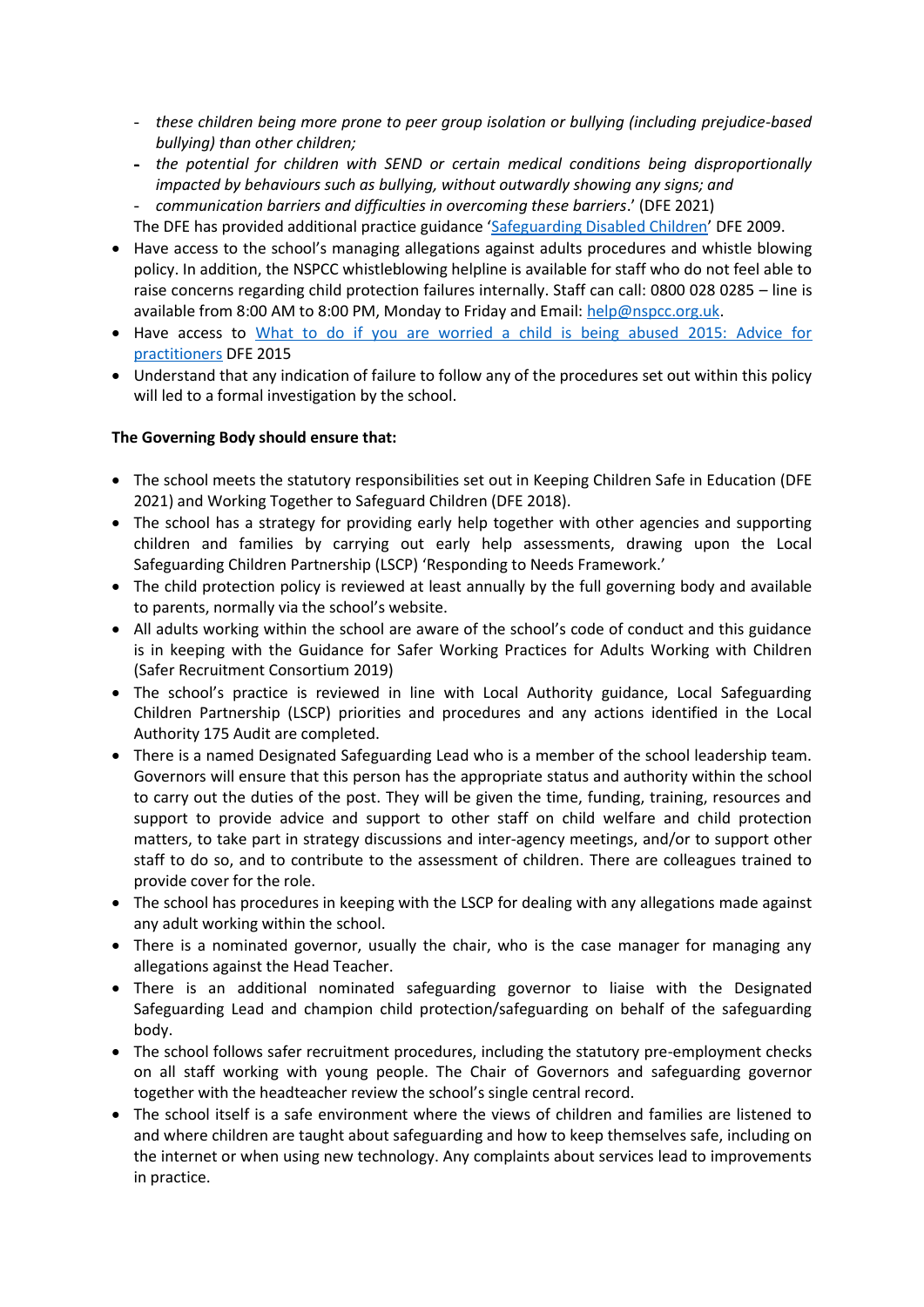- *these children being more prone to peer group isolation or bullying (including prejudice-based bullying) than other children;*
  - *the potential for children with SEND or certain medical conditions being disproportionally impacted by behaviours such as bullying, without outwardly showing any signs; and*
  - *communication barriers and difficulties in overcoming these barriers*.' (DFE 2021)

  The DFE has provided additional practice guidance '[Safeguarding Disabled Children](#)' DFE 2009.
- Have access to the school's managing allegations against adults procedures and whistle blowing policy. In addition, the NSPCC whistleblowing helpline is available for staff who do not feel able to raise concerns regarding child protection failures internally. Staff can call: 0800 028 0285 – line is available from 8:00 AM to 8:00 PM, Monday to Friday and Email: [help@nspcc.org.uk](mailto:help@nspcc.org.uk).
- Have access to [What to do if you are worried a child is being abused 2015: Advice for practitioners](#) DFE 2015
- Understand that any indication of failure to follow any of the procedures set out within this policy will led to a formal investigation by the school.

**The Governing Body should ensure that:**

- The school meets the statutory responsibilities set out in Keeping Children Safe in Education (DFE 2021) and Working Together to Safeguard Children (DFE 2018).
- The school has a strategy for providing early help together with other agencies and supporting children and families by carrying out early help assessments, drawing upon the Local Safeguarding Children Partnership (LSCP) 'Responding to Needs Framework.'
- The child protection policy is reviewed at least annually by the full governing body and available to parents, normally via the school's website.
- All adults working within the school are aware of the school's code of conduct and this guidance is in keeping with the Guidance for Safer Working Practices for Adults Working with Children (Safer Recruitment Consortium 2019)
- The school's practice is reviewed in line with Local Authority guidance, Local Safeguarding Children Partnership (LSCP) priorities and procedures and any actions identified in the Local Authority 175 Audit are completed.
- There is a named Designated Safeguarding Lead who is a member of the school leadership team. Governors will ensure that this person has the appropriate status and authority within the school to carry out the duties of the post. They will be given the time, funding, training, resources and support to provide advice and support to other staff on child welfare and child protection matters, to take part in strategy discussions and inter-agency meetings, and/or to support other staff to do so, and to contribute to the assessment of children. There are colleagues trained to provide cover for the role.
- The school has procedures in keeping with the LSCP for dealing with any allegations made against any adult working within the school.
- There is a nominated governor, usually the chair, who is the case manager for managing any allegations against the Head Teacher.
- There is an additional nominated safeguarding governor to liaise with the Designated Safeguarding Lead and champion child protection/safeguarding on behalf of the safeguarding body.
- The school follows safer recruitment procedures, including the statutory pre-employment checks on all staff working with young people. The Chair of Governors and safeguarding governor together with the headteacher review the school's single central record.
- The school itself is a safe environment where the views of children and families are listened to and where children are taught about safeguarding and how to keep themselves safe, including on the internet or when using new technology. Any complaints about services lead to improvements in practice.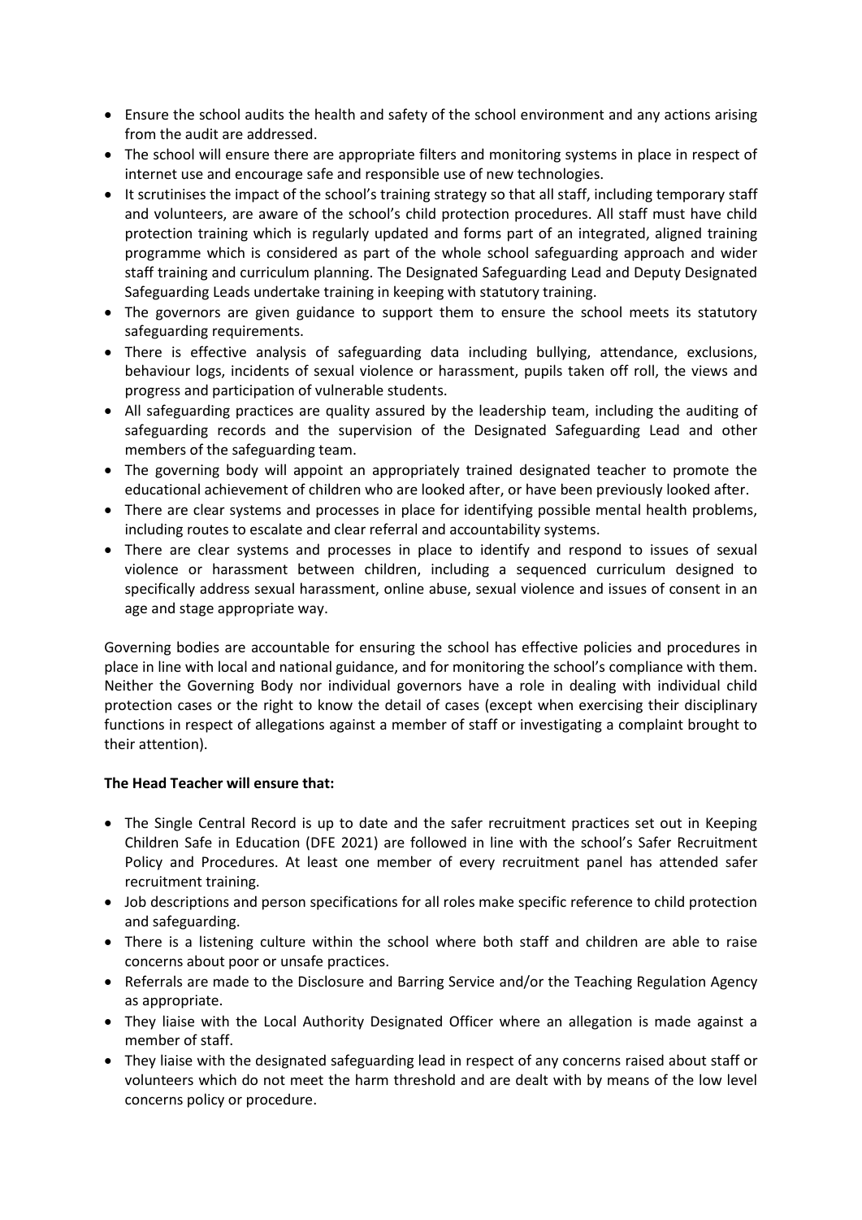- Ensure the school audits the health and safety of the school environment and any actions arising from the audit are addressed.
- The school will ensure there are appropriate filters and monitoring systems in place in respect of internet use and encourage safe and responsible use of new technologies.
- It scrutinises the impact of the school's training strategy so that all staff, including temporary staff and volunteers, are aware of the school's child protection procedures. All staff must have child protection training which is regularly updated and forms part of an integrated, aligned training programme which is considered as part of the whole school safeguarding approach and wider staff training and curriculum planning. The Designated Safeguarding Lead and Deputy Designated Safeguarding Leads undertake training in keeping with statutory training.
- The governors are given guidance to support them to ensure the school meets its statutory safeguarding requirements.
- There is effective analysis of safeguarding data including bullying, attendance, exclusions, behaviour logs, incidents of sexual violence or harassment, pupils taken off roll, the views and progress and participation of vulnerable students.
- All safeguarding practices are quality assured by the leadership team, including the auditing of safeguarding records and the supervision of the Designated Safeguarding Lead and other members of the safeguarding team.
- The governing body will appoint an appropriately trained designated teacher to promote the educational achievement of children who are looked after, or have been previously looked after.
- There are clear systems and processes in place for identifying possible mental health problems, including routes to escalate and clear referral and accountability systems.
- There are clear systems and processes in place to identify and respond to issues of sexual violence or harassment between children, including a sequenced curriculum designed to specifically address sexual harassment, online abuse, sexual violence and issues of consent in an age and stage appropriate way.

Governing bodies are accountable for ensuring the school has effective policies and procedures in place in line with local and national guidance, and for monitoring the school's compliance with them. Neither the Governing Body nor individual governors have a role in dealing with individual child protection cases or the right to know the detail of cases (except when exercising their disciplinary functions in respect of allegations against a member of staff or investigating a complaint brought to their attention).

**The Head Teacher will ensure that:**

- The Single Central Record is up to date and the safer recruitment practices set out in Keeping Children Safe in Education (DFE 2021) are followed in line with the school's Safer Recruitment Policy and Procedures. At least one member of every recruitment panel has attended safer recruitment training.
- Job descriptions and person specifications for all roles make specific reference to child protection and safeguarding.
- There is a listening culture within the school where both staff and children are able to raise concerns about poor or unsafe practices.
- Referrals are made to the Disclosure and Barring Service and/or the Teaching Regulation Agency as appropriate.
- They liaise with the Local Authority Designated Officer where an allegation is made against a member of staff.
- They liaise with the designated safeguarding lead in respect of any concerns raised about staff or volunteers which do not meet the harm threshold and are dealt with by means of the low level concerns policy or procedure.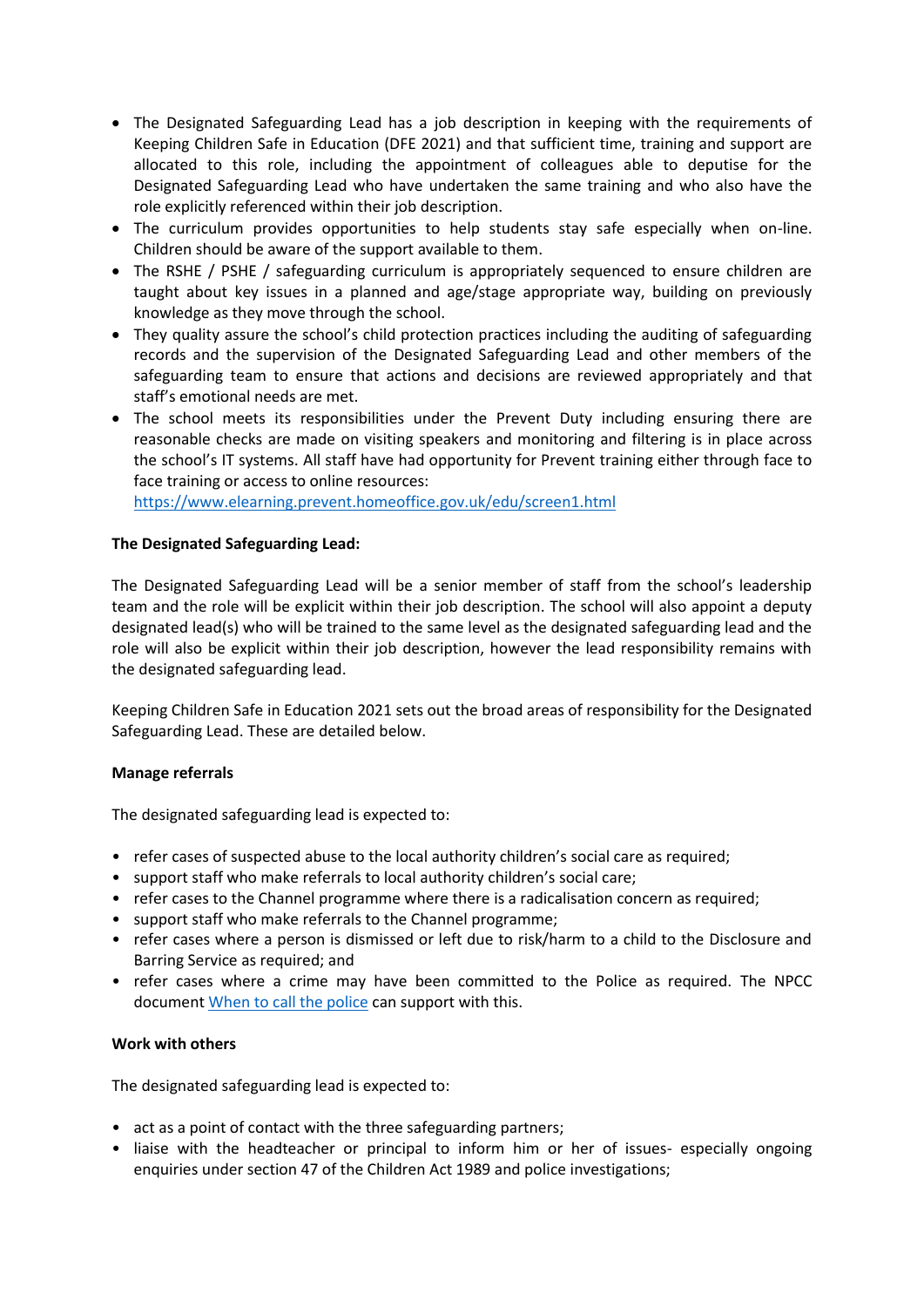- The Designated Safeguarding Lead has a job description in keeping with the requirements of Keeping Children Safe in Education (DFE 2021) and that sufficient time, training and support are allocated to this role, including the appointment of colleagues able to deputise for the Designated Safeguarding Lead who have undertaken the same training and who also have the role explicitly referenced within their job description.
- The curriculum provides opportunities to help students stay safe especially when on-line. Children should be aware of the support available to them.
- The RSHE / PSHE / safeguarding curriculum is appropriately sequenced to ensure children are taught about key issues in a planned and age/stage appropriate way, building on previously knowledge as they move through the school.
- They quality assure the school's child protection practices including the auditing of safeguarding records and the supervision of the Designated Safeguarding Lead and other members of the safeguarding team to ensure that actions and decisions are reviewed appropriately and that staff's emotional needs are met.
- The school meets its responsibilities under the Prevent Duty including ensuring there are reasonable checks are made on visiting speakers and monitoring and filtering is in place across the school's IT systems. All staff have had opportunity for Prevent training either through face to face training or access to online resources: [https://www.elearning.prevent.homeoffice.gov.uk/edu/screen1.html](https://www.elearning.prevent.homeoffice.gov.uk/edu/screen1.html)

**The Designated Safeguarding Lead:**

The Designated Safeguarding Lead will be a senior member of staff from the school's leadership team and the role will be explicit within their job description. The school will also appoint a deputy designated lead(s) who will be trained to the same level as the designated safeguarding lead and the role will also be explicit within their job description, however the lead responsibility remains with the designated safeguarding lead.

Keeping Children Safe in Education 2021 sets out the broad areas of responsibility for the Designated Safeguarding Lead. These are detailed below.

**Manage referrals**

The designated safeguarding lead is expected to:

- refer cases of suspected abuse to the local authority children's social care as required;
- support staff who make referrals to local authority children's social care;
- refer cases to the Channel programme where there is a radicalisation concern as required;
- support staff who make referrals to the Channel programme;
- refer cases where a person is dismissed or left due to risk/harm to a child to the Disclosure and Barring Service as required; and
- refer cases where a crime may have been committed to the Police as required. The NPCC document When to call the police can support with this.

**Work with others**

The designated safeguarding lead is expected to:

- act as a point of contact with the three safeguarding partners;
- liaise with the headteacher or principal to inform him or her of issues- especially ongoing enquiries under section 47 of the Children Act 1989 and police investigations;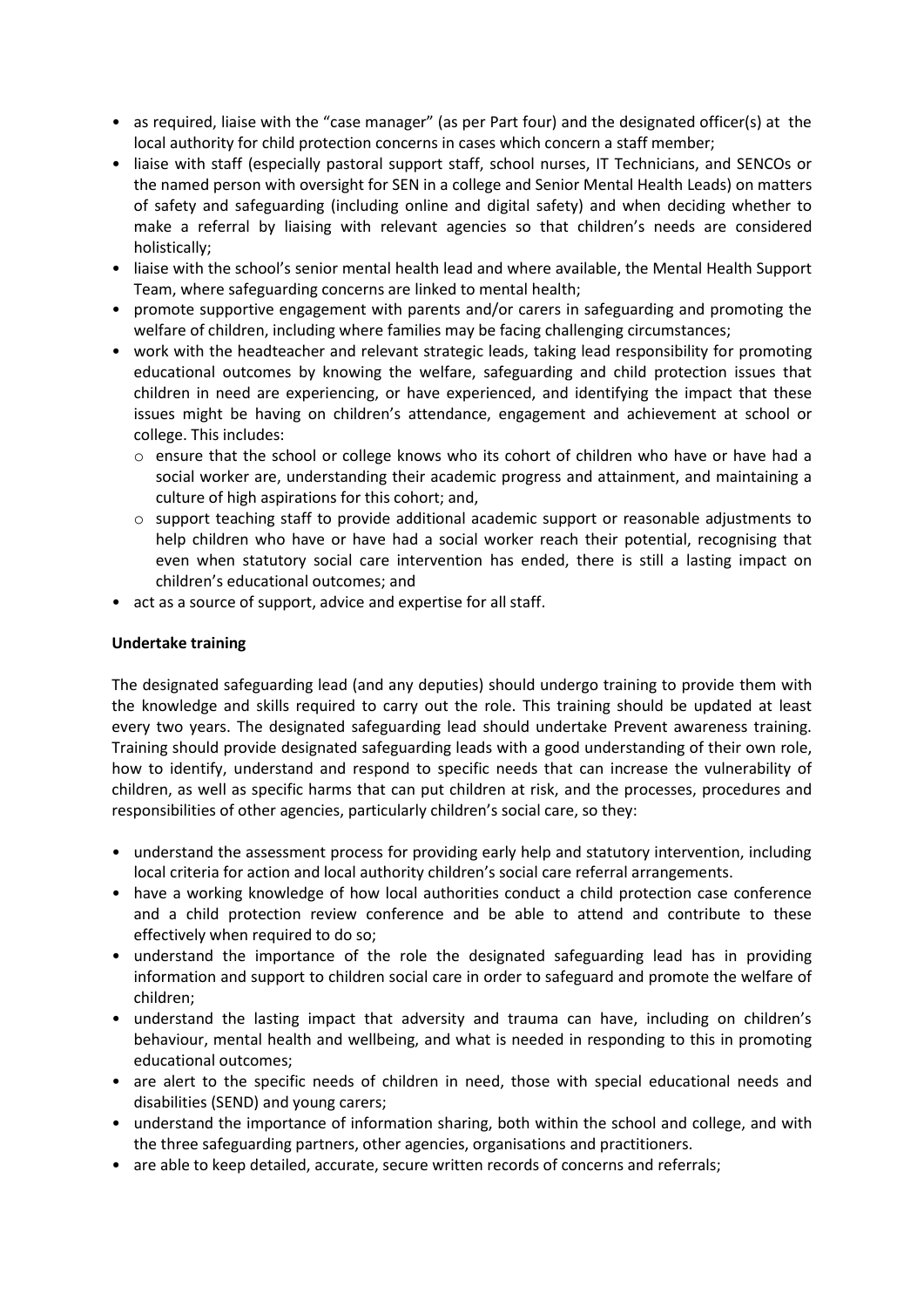- as required, liaise with the "case manager" (as per Part four) and the designated officer(s) at the local authority for child protection concerns in cases which concern a staff member;
- liaise with staff (especially pastoral support staff, school nurses, IT Technicians, and SENCOs or the named person with oversight for SEN in a college and Senior Mental Health Leads) on matters of safety and safeguarding (including online and digital safety) and when deciding whether to make a referral by liaising with relevant agencies so that children's needs are considered holistically;
- liaise with the school's senior mental health lead and where available, the Mental Health Support Team, where safeguarding concerns are linked to mental health;
- promote supportive engagement with parents and/or carers in safeguarding and promoting the welfare of children, including where families may be facing challenging circumstances;
- work with the headteacher and relevant strategic leads, taking lead responsibility for promoting educational outcomes by knowing the welfare, safeguarding and child protection issues that children in need are experiencing, or have experienced, and identifying the impact that these issues might be having on children's attendance, engagement and achievement at school or college. This includes:
  - ensure that the school or college knows who its cohort of children who have or have had a social worker are, understanding their academic progress and attainment, and maintaining a culture of high aspirations for this cohort; and,
  - support teaching staff to provide additional academic support or reasonable adjustments to help children who have or have had a social worker reach their potential, recognising that even when statutory social care intervention has ended, there is still a lasting impact on children's educational outcomes; and
- act as a source of support, advice and expertise for all staff.

**Undertake training**

The designated safeguarding lead (and any deputies) should undergo training to provide them with the knowledge and skills required to carry out the role. This training should be updated at least every two years. The designated safeguarding lead should undertake Prevent awareness training. Training should provide designated safeguarding leads with a good understanding of their own role, how to identify, understand and respond to specific needs that can increase the vulnerability of children, as well as specific harms that can put children at risk, and the processes, procedures and responsibilities of other agencies, particularly children's social care, so they:

- understand the assessment process for providing early help and statutory intervention, including local criteria for action and local authority children's social care referral arrangements.
- have a working knowledge of how local authorities conduct a child protection case conference and a child protection review conference and be able to attend and contribute to these effectively when required to do so;
- understand the importance of the role the designated safeguarding lead has in providing information and support to children social care in order to safeguard and promote the welfare of children;
- understand the lasting impact that adversity and trauma can have, including on children's behaviour, mental health and wellbeing, and what is needed in responding to this in promoting educational outcomes;
- are alert to the specific needs of children in need, those with special educational needs and disabilities (SEND) and young carers;
- understand the importance of information sharing, both within the school and college, and with the three safeguarding partners, other agencies, organisations and practitioners.
- are able to keep detailed, accurate, secure written records of concerns and referrals;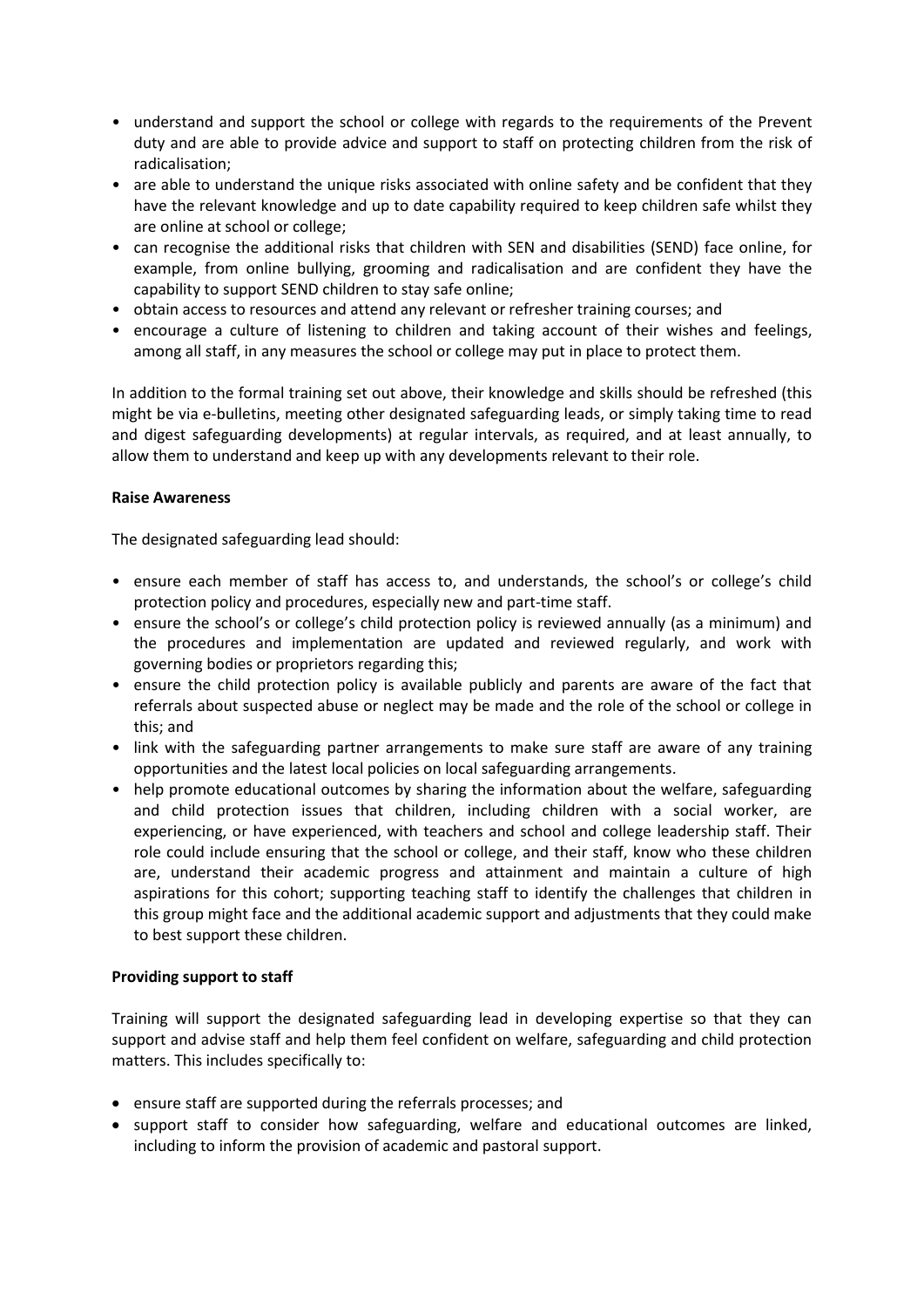- understand and support the school or college with regards to the requirements of the Prevent duty and are able to provide advice and support to staff on protecting children from the risk of radicalisation;
- are able to understand the unique risks associated with online safety and be confident that they have the relevant knowledge and up to date capability required to keep children safe whilst they are online at school or college;
- can recognise the additional risks that children with SEN and disabilities (SEND) face online, for example, from online bullying, grooming and radicalisation and are confident they have the capability to support SEND children to stay safe online;
- obtain access to resources and attend any relevant or refresher training courses; and
- encourage a culture of listening to children and taking account of their wishes and feelings, among all staff, in any measures the school or college may put in place to protect them.

In addition to the formal training set out above, their knowledge and skills should be refreshed (this might be via e-bulletins, meeting other designated safeguarding leads, or simply taking time to read and digest safeguarding developments) at regular intervals, as required, and at least annually, to allow them to understand and keep up with any developments relevant to their role.

**Raise Awareness**

The designated safeguarding lead should:

- ensure each member of staff has access to, and understands, the school's or college's child protection policy and procedures, especially new and part-time staff.
- ensure the school's or college's child protection policy is reviewed annually (as a minimum) and the procedures and implementation are updated and reviewed regularly, and work with governing bodies or proprietors regarding this;
- ensure the child protection policy is available publicly and parents are aware of the fact that referrals about suspected abuse or neglect may be made and the role of the school or college in this; and
- link with the safeguarding partner arrangements to make sure staff are aware of any training opportunities and the latest local policies on local safeguarding arrangements.
- help promote educational outcomes by sharing the information about the welfare, safeguarding and child protection issues that children, including children with a social worker, are experiencing, or have experienced, with teachers and school and college leadership staff. Their role could include ensuring that the school or college, and their staff, know who these children are, understand their academic progress and attainment and maintain a culture of high aspirations for this cohort; supporting teaching staff to identify the challenges that children in this group might face and the additional academic support and adjustments that they could make to best support these children.

**Providing support to staff**

Training will support the designated safeguarding lead in developing expertise so that they can support and advise staff and help them feel confident on welfare, safeguarding and child protection matters. This includes specifically to:

- ensure staff are supported during the referrals processes; and
- support staff to consider how safeguarding, welfare and educational outcomes are linked, including to inform the provision of academic and pastoral support.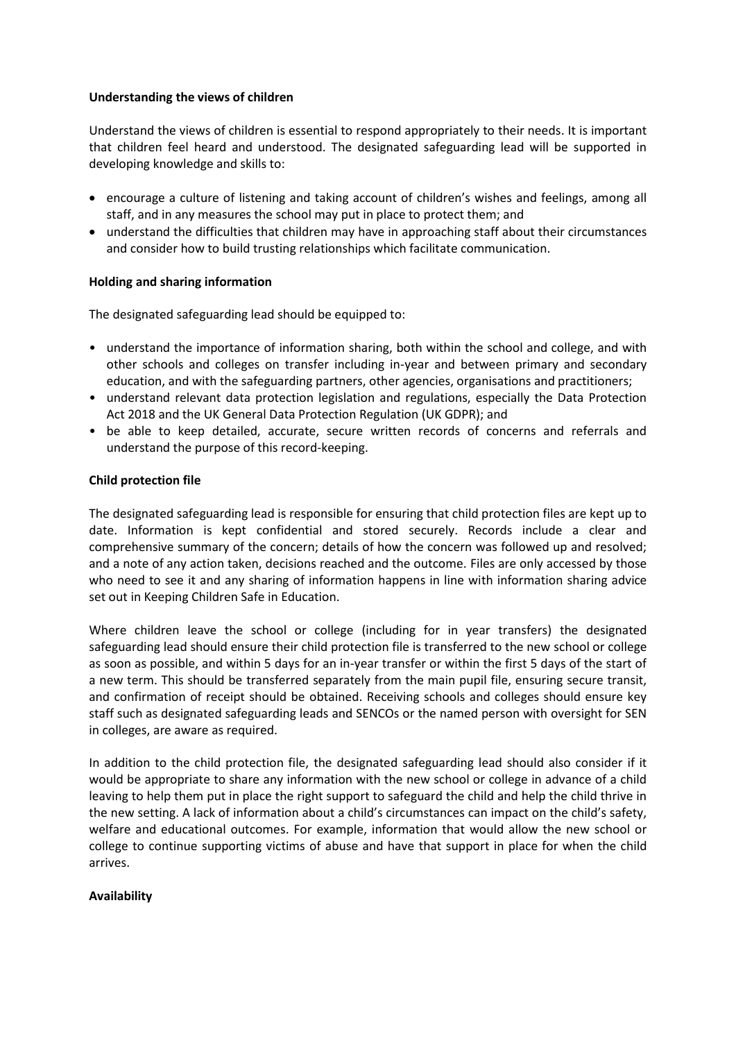**Understanding the views of children**

Understand the views of children is essential to respond appropriately to their needs. It is important that children feel heard and understood. The designated safeguarding lead will be supported in developing knowledge and skills to:

- encourage a culture of listening and taking account of children's wishes and feelings, among all staff, and in any measures the school may put in place to protect them; and
- understand the difficulties that children may have in approaching staff about their circumstances and consider how to build trusting relationships which facilitate communication.

**Holding and sharing information**

The designated safeguarding lead should be equipped to:

- understand the importance of information sharing, both within the school and college, and with other schools and colleges on transfer including in-year and between primary and secondary education, and with the safeguarding partners, other agencies, organisations and practitioners;
- understand relevant data protection legislation and regulations, especially the Data Protection Act 2018 and the UK General Data Protection Regulation (UK GDPR); and
- be able to keep detailed, accurate, secure written records of concerns and referrals and understand the purpose of this record-keeping.

**Child protection file**

The designated safeguarding lead is responsible for ensuring that child protection files are kept up to date. Information is kept confidential and stored securely. Records include a clear and comprehensive summary of the concern; details of how the concern was followed up and resolved; and a note of any action taken, decisions reached and the outcome. Files are only accessed by those who need to see it and any sharing of information happens in line with information sharing advice set out in Keeping Children Safe in Education.

Where children leave the school or college (including for in year transfers) the designated safeguarding lead should ensure their child protection file is transferred to the new school or college as soon as possible, and within 5 days for an in-year transfer or within the first 5 days of the start of a new term. This should be transferred separately from the main pupil file, ensuring secure transit, and confirmation of receipt should be obtained. Receiving schools and colleges should ensure key staff such as designated safeguarding leads and SENCOs or the named person with oversight for SEN in colleges, are aware as required.

In addition to the child protection file, the designated safeguarding lead should also consider if it would be appropriate to share any information with the new school or college in advance of a child leaving to help them put in place the right support to safeguard the child and help the child thrive in the new setting. A lack of information about a child's circumstances can impact on the child's safety, welfare and educational outcomes. For example, information that would allow the new school or college to continue supporting victims of abuse and have that support in place for when the child arrives.

**Availability**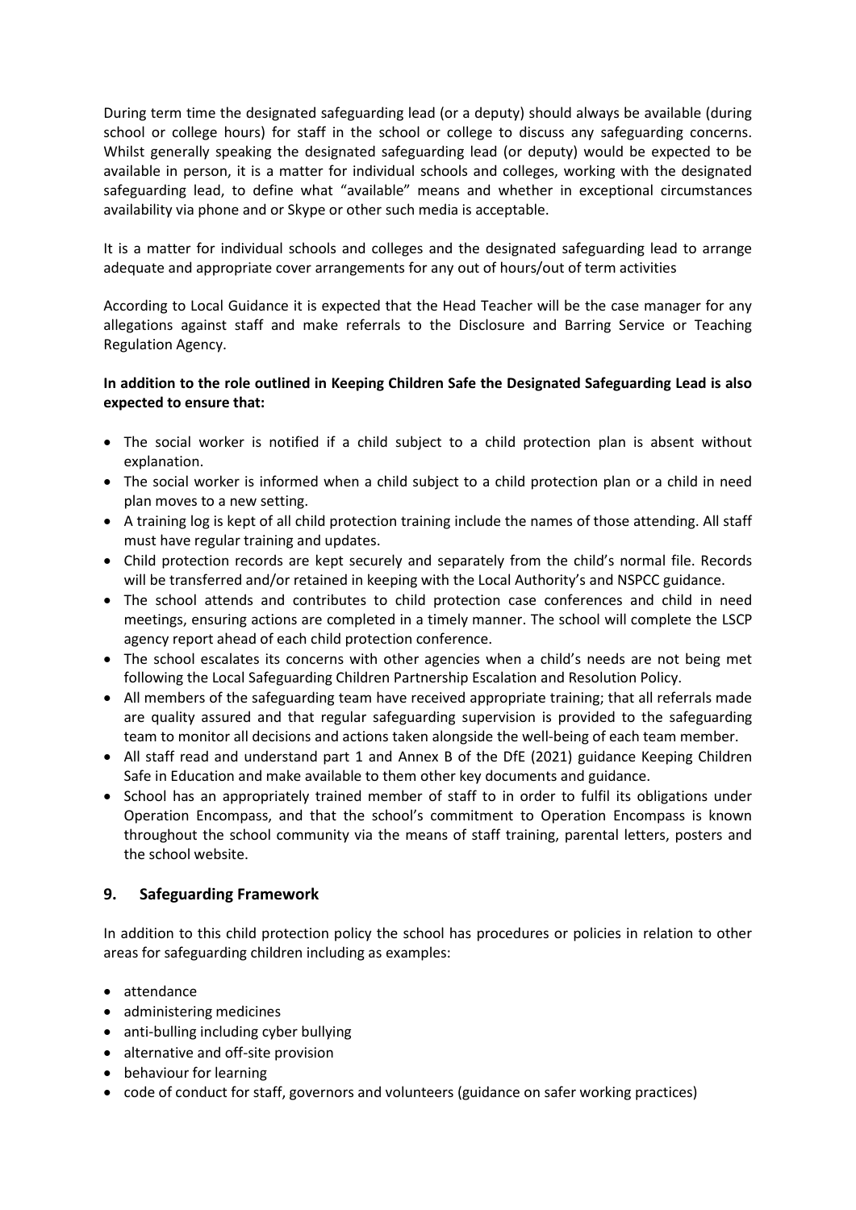During term time the designated safeguarding lead (or a deputy) should always be available (during school or college hours) for staff in the school or college to discuss any safeguarding concerns. Whilst generally speaking the designated safeguarding lead (or deputy) would be expected to be available in person, it is a matter for individual schools and colleges, working with the designated safeguarding lead, to define what "available" means and whether in exceptional circumstances availability via phone and or Skype or other such media is acceptable.

It is a matter for individual schools and colleges and the designated safeguarding lead to arrange adequate and appropriate cover arrangements for any out of hours/out of term activities

According to Local Guidance it is expected that the Head Teacher will be the case manager for any allegations against staff and make referrals to the Disclosure and Barring Service or Teaching Regulation Agency.

**In addition to the role outlined in Keeping Children Safe the Designated Safeguarding Lead is also expected to ensure that:**

- The social worker is notified if a child subject to a child protection plan is absent without explanation.
- The social worker is informed when a child subject to a child protection plan or a child in need plan moves to a new setting.
- A training log is kept of all child protection training include the names of those attending. All staff must have regular training and updates.
- Child protection records are kept securely and separately from the child's normal file. Records will be transferred and/or retained in keeping with the Local Authority's and NSPCC guidance.
- The school attends and contributes to child protection case conferences and child in need meetings, ensuring actions are completed in a timely manner. The school will complete the LSCP agency report ahead of each child protection conference.
- The school escalates its concerns with other agencies when a child's needs are not being met following the Local Safeguarding Children Partnership Escalation and Resolution Policy.
- All members of the safeguarding team have received appropriate training; that all referrals made are quality assured and that regular safeguarding supervision is provided to the safeguarding team to monitor all decisions and actions taken alongside the well-being of each team member.
- All staff read and understand part 1 and Annex B of the DfE (2021) guidance Keeping Children Safe in Education and make available to them other key documents and guidance.
- School has an appropriately trained member of staff to in order to fulfil its obligations under Operation Encompass, and that the school's commitment to Operation Encompass is known throughout the school community via the means of staff training, parental letters, posters and the school website.

## 9. Safeguarding Framework

In addition to this child protection policy the school has procedures or policies in relation to other areas for safeguarding children including as examples:

- attendance
- administering medicines
- anti-bulling including cyber bullying
- alternative and off-site provision
- behaviour for learning
- code of conduct for staff, governors and volunteers (guidance on safer working practices)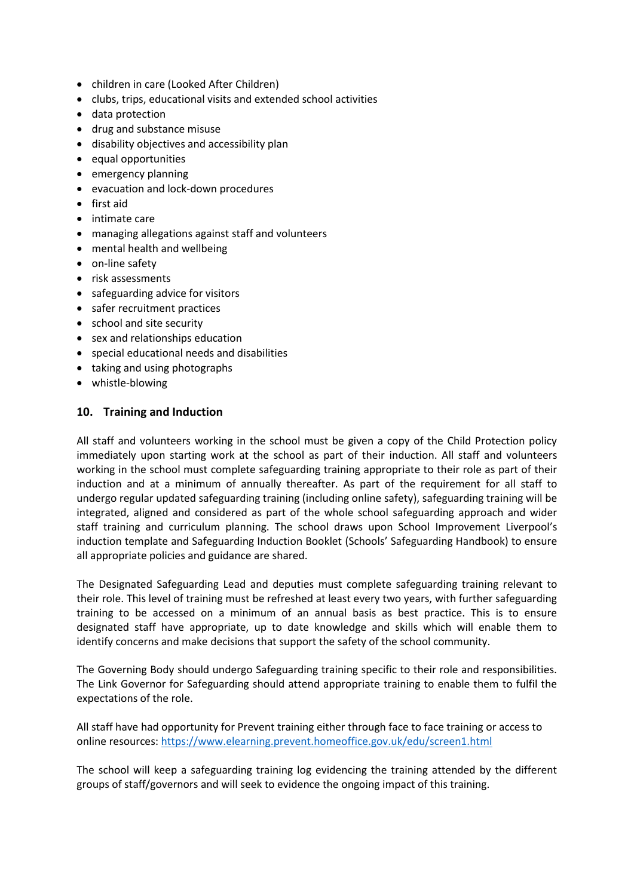- children in care (Looked After Children)
- clubs, trips, educational visits and extended school activities
- data protection
- drug and substance misuse
- disability objectives and accessibility plan
- equal opportunities
- emergency planning
- evacuation and lock-down procedures
- first aid
- intimate care
- managing allegations against staff and volunteers
- mental health and wellbeing
- on-line safety
- risk assessments
- safeguarding advice for visitors
- safer recruitment practices
- school and site security
- sex and relationships education
- special educational needs and disabilities
- taking and using photographs
- whistle-blowing

## 10. Training and Induction

All staff and volunteers working in the school must be given a copy of the Child Protection policy immediately upon starting work at the school as part of their induction. All staff and volunteers working in the school must complete safeguarding training appropriate to their role as part of their induction and at a minimum of annually thereafter. As part of the requirement for all staff to undergo regular updated safeguarding training (including online safety), safeguarding training will be integrated, aligned and considered as part of the whole school safeguarding approach and wider staff training and curriculum planning. The school draws upon School Improvement Liverpool's induction template and Safeguarding Induction Booklet (Schools' Safeguarding Handbook) to ensure all appropriate policies and guidance are shared.

The Designated Safeguarding Lead and deputies must complete safeguarding training relevant to their role. This level of training must be refreshed at least every two years, with further safeguarding training to be accessed on a minimum of an annual basis as best practice. This is to ensure designated staff have appropriate, up to date knowledge and skills which will enable them to identify concerns and make decisions that support the safety of the school community.

The Governing Body should undergo Safeguarding training specific to their role and responsibilities. The Link Governor for Safeguarding should attend appropriate training to enable them to fulfil the expectations of the role.

All staff have had opportunity for Prevent training either through face to face training or access to online resources: https://www.elearning.prevent.homeoffice.gov.uk/edu/screen1.html

The school will keep a safeguarding training log evidencing the training attended by the different groups of staff/governors and will seek to evidence the ongoing impact of this training.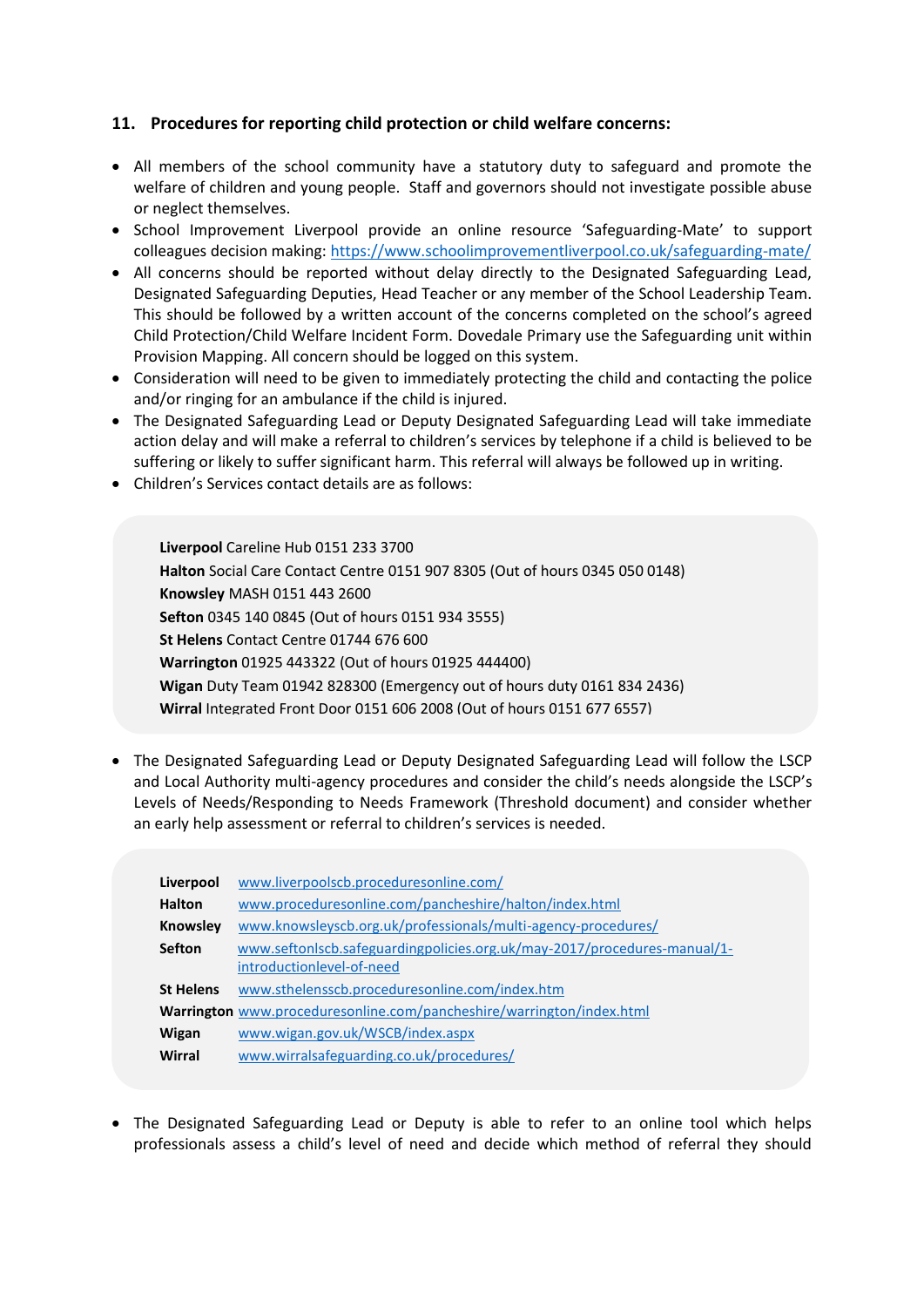### 11. Procedures for reporting child protection or child welfare concerns:

- All members of the school community have a statutory duty to safeguard and promote the welfare of children and young people. Staff and governors should not investigate possible abuse or neglect themselves.
- School Improvement Liverpool provide an online resource 'Safeguarding-Mate' to support colleagues decision making: https://www.schoolimprovementliverpool.co.uk/safeguarding-mate/
- All concerns should be reported without delay directly to the Designated Safeguarding Lead, Designated Safeguarding Deputies, Head Teacher or any member of the School Leadership Team. This should be followed by a written account of the concerns completed on the school's agreed Child Protection/Child Welfare Incident Form. Dovedale Primary use the Safeguarding unit within Provision Mapping. All concern should be logged on this system.
- Consideration will need to be given to immediately protecting the child and contacting the police and/or ringing for an ambulance if the child is injured.
- The Designated Safeguarding Lead or Deputy Designated Safeguarding Lead will take immediate action delay and will make a referral to children's services by telephone if a child is believed to be suffering or likely to suffer significant harm. This referral will always be followed up in writing.
- Children's Services contact details are as follows:

> **Liverpool** Careline Hub 0151 233 3700
> **Halton** Social Care Contact Centre 0151 907 8305 (Out of hours 0345 050 0148)
> **Knowsley** MASH 0151 443 2600
> **Sefton** 0345 140 0845 (Out of hours 0151 934 3555)
> **St Helens** Contact Centre 01744 676 600
> **Warrington** 01925 443322 (Out of hours 01925 444400)
> **Wigan** Duty Team 01942 828300 (Emergency out of hours duty 0161 834 2436)
> **Wirral** Integrated Front Door 0151 606 2008 (Out of hours 0151 677 6557)

- The Designated Safeguarding Lead or Deputy Designated Safeguarding Lead will follow the LSCP and Local Authority multi-agency procedures and consider the child's needs alongside the LSCP's Levels of Needs/Responding to Needs Framework (Threshold document) and consider whether an early help assessment or referral to children's services is needed.

| | |
|---|---|
| **Liverpool** | www.liverpoolscb.proceduresonline.com/ |
| **Halton** | www.proceduresonline.com/pancheshire/halton/index.html |
| **Knowsley** | www.knowsleyscb.org.uk/professionals/multi-agency-procedures/ |
| **Sefton** | www.seftonlscb.safeguardingpolicies.org.uk/may-2017/procedures-manual/1-introductionlevel-of-need |
| **St Helens** | www.sthelensscb.proceduresonline.com/index.htm |
| **Warrington** | www.proceduresonline.com/pancheshire/warrington/index.html |
| **Wigan** | www.wigan.gov.uk/WSCB/index.aspx |
| **Wirral** | www.wirralsafeguarding.co.uk/procedures/ |

- The Designated Safeguarding Lead or Deputy is able to refer to an online tool which helps professionals assess a child's level of need and decide which method of referral they should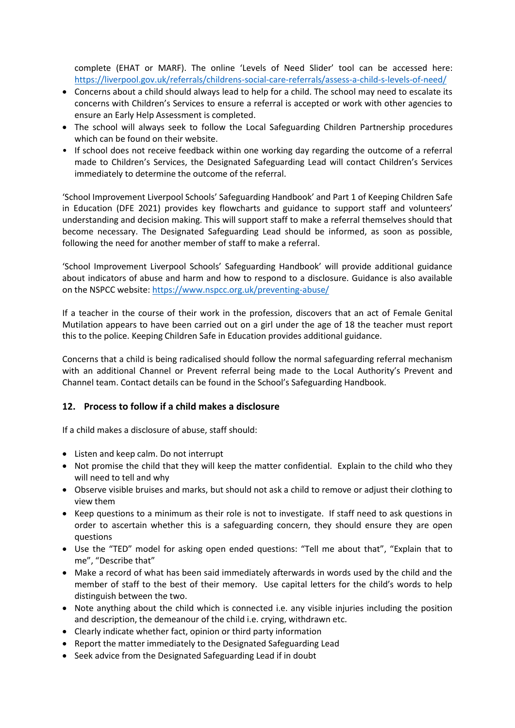complete (EHAT or MARF). The online 'Levels of Need Slider' tool can be accessed here: https://liverpool.gov.uk/referrals/childrens-social-care-referrals/assess-a-child-s-levels-of-need/

- Concerns about a child should always lead to help for a child. The school may need to escalate its concerns with Children's Services to ensure a referral is accepted or work with other agencies to ensure an Early Help Assessment is completed.
- The school will always seek to follow the Local Safeguarding Children Partnership procedures which can be found on their website.
- If school does not receive feedback within one working day regarding the outcome of a referral made to Children's Services, the Designated Safeguarding Lead will contact Children's Services immediately to determine the outcome of the referral.

'School Improvement Liverpool Schools' Safeguarding Handbook' and Part 1 of Keeping Children Safe in Education (DFE 2021) provides key flowcharts and guidance to support staff and volunteers' understanding and decision making. This will support staff to make a referral themselves should that become necessary. The Designated Safeguarding Lead should be informed, as soon as possible, following the need for another member of staff to make a referral.

'School Improvement Liverpool Schools' Safeguarding Handbook' will provide additional guidance about indicators of abuse and harm and how to respond to a disclosure. Guidance is also available on the NSPCC website: https://www.nspcc.org.uk/preventing-abuse/

If a teacher in the course of their work in the profession, discovers that an act of Female Genital Mutilation appears to have been carried out on a girl under the age of 18 the teacher must report this to the police. Keeping Children Safe in Education provides additional guidance.

Concerns that a child is being radicalised should follow the normal safeguarding referral mechanism with an additional Channel or Prevent referral being made to the Local Authority's Prevent and Channel team. Contact details can be found in the School's Safeguarding Handbook.

## 12. Process to follow if a child makes a disclosure

If a child makes a disclosure of abuse, staff should:

- Listen and keep calm. Do not interrupt
- Not promise the child that they will keep the matter confidential. Explain to the child who they will need to tell and why
- Observe visible bruises and marks, but should not ask a child to remove or adjust their clothing to view them
- Keep questions to a minimum as their role is not to investigate. If staff need to ask questions in order to ascertain whether this is a safeguarding concern, they should ensure they are open questions
- Use the "TED" model for asking open ended questions: "Tell me about that", "Explain that to me", "Describe that"
- Make a record of what has been said immediately afterwards in words used by the child and the member of staff to the best of their memory. Use capital letters for the child's words to help distinguish between the two.
- Note anything about the child which is connected i.e. any visible injuries including the position and description, the demeanour of the child i.e. crying, withdrawn etc.
- Clearly indicate whether fact, opinion or third party information
- Report the matter immediately to the Designated Safeguarding Lead
- Seek advice from the Designated Safeguarding Lead if in doubt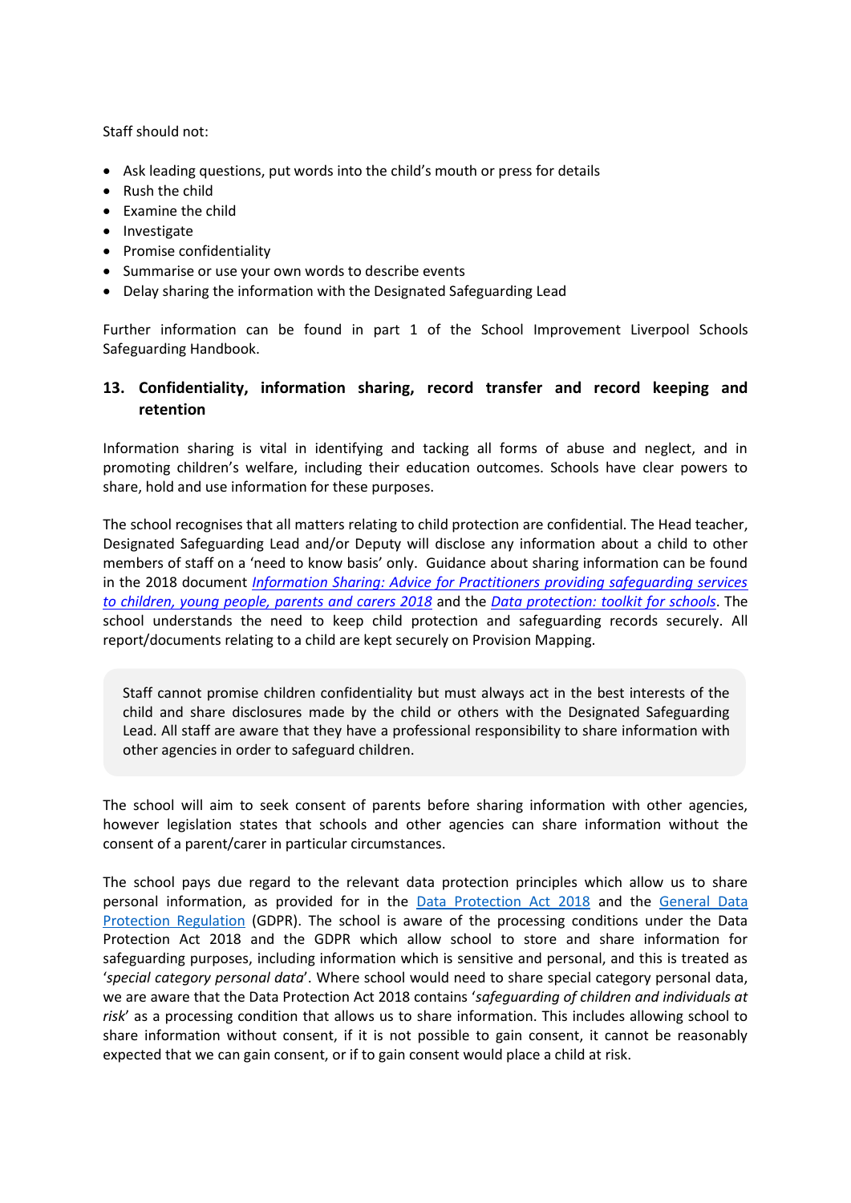Staff should not:

- Ask leading questions, put words into the child's mouth or press for details
- Rush the child
- Examine the child
- Investigate
- Promise confidentiality
- Summarise or use your own words to describe events
- Delay sharing the information with the Designated Safeguarding Lead

Further information can be found in part 1 of the School Improvement Liverpool Schools Safeguarding Handbook.

## 13. Confidentiality, information sharing, record transfer and record keeping and retention

Information sharing is vital in identifying and tacking all forms of abuse and neglect, and in promoting children's welfare, including their education outcomes. Schools have clear powers to share, hold and use information for these purposes.

The school recognises that all matters relating to child protection are confidential. The Head teacher, Designated Safeguarding Lead and/or Deputy will disclose any information about a child to other members of staff on a 'need to know basis' only. Guidance about sharing information can be found in the 2018 document *Information Sharing: Advice for Practitioners providing safeguarding services to children, young people, parents and carers 2018* and the *Data protection: toolkit for schools*. The school understands the need to keep child protection and safeguarding records securely. All report/documents relating to a child are kept securely on Provision Mapping.

> Staff cannot promise children confidentiality but must always act in the best interests of the child and share disclosures made by the child or others with the Designated Safeguarding Lead. All staff are aware that they have a professional responsibility to share information with other agencies in order to safeguard children.

The school will aim to seek consent of parents before sharing information with other agencies, however legislation states that schools and other agencies can share information without the consent of a parent/carer in particular circumstances.

The school pays due regard to the relevant data protection principles which allow us to share personal information, as provided for in the Data Protection Act 2018 and the General Data Protection Regulation (GDPR). The school is aware of the processing conditions under the Data Protection Act 2018 and the GDPR which allow school to store and share information for safeguarding purposes, including information which is sensitive and personal, and this is treated as '*special category personal data*'. Where school would need to share special category personal data, we are aware that the Data Protection Act 2018 contains '*safeguarding of children and individuals at risk*' as a processing condition that allows us to share information. This includes allowing school to share information without consent, if it is not possible to gain consent, it cannot be reasonably expected that we can gain consent, or if to gain consent would place a child at risk.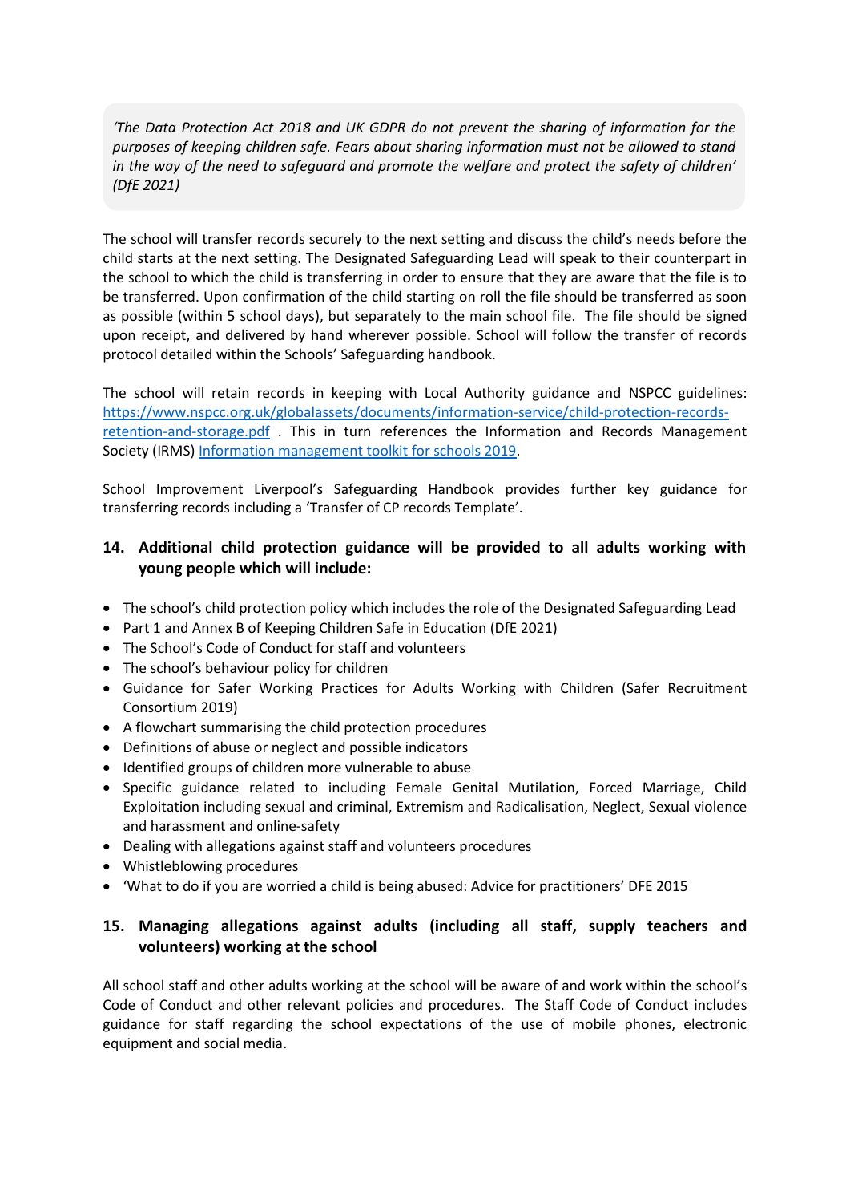*'The Data Protection Act 2018 and UK GDPR do not prevent the sharing of information for the purposes of keeping children safe. Fears about sharing information must not be allowed to stand in the way of the need to safeguard and promote the welfare and protect the safety of children' (DfE 2021)*

The school will transfer records securely to the next setting and discuss the child's needs before the child starts at the next setting. The Designated Safeguarding Lead will speak to their counterpart in the school to which the child is transferring in order to ensure that they are aware that the file is to be transferred. Upon confirmation of the child starting on roll the file should be transferred as soon as possible (within 5 school days), but separately to the main school file. The file should be signed upon receipt, and delivered by hand wherever possible. School will follow the transfer of records protocol detailed within the Schools' Safeguarding handbook.

The school will retain records in keeping with Local Authority guidance and NSPCC guidelines: [https://www.nspcc.org.uk/globalassets/documents/information-service/child-protection-records-retention-and-storage.pdf](https://www.nspcc.org.uk/globalassets/documents/information-service/child-protection-records-retention-and-storage.pdf) . This in turn references the Information and Records Management Society (IRMS) Information management toolkit for schools 2019.

School Improvement Liverpool's Safeguarding Handbook provides further key guidance for transferring records including a 'Transfer of CP records Template'.

## 14. Additional child protection guidance will be provided to all adults working with young people which will include:

- The school's child protection policy which includes the role of the Designated Safeguarding Lead
- Part 1 and Annex B of Keeping Children Safe in Education (DfE 2021)
- The School's Code of Conduct for staff and volunteers
- The school's behaviour policy for children
- Guidance for Safer Working Practices for Adults Working with Children (Safer Recruitment Consortium 2019)
- A flowchart summarising the child protection procedures
- Definitions of abuse or neglect and possible indicators
- Identified groups of children more vulnerable to abuse
- Specific guidance related to including Female Genital Mutilation, Forced Marriage, Child Exploitation including sexual and criminal, Extremism and Radicalisation, Neglect, Sexual violence and harassment and online-safety
- Dealing with allegations against staff and volunteers procedures
- Whistleblowing procedures
- 'What to do if you are worried a child is being abused: Advice for practitioners' DFE 2015

## 15. Managing allegations against adults (including all staff, supply teachers and volunteers) working at the school

All school staff and other adults working at the school will be aware of and work within the school's Code of Conduct and other relevant policies and procedures. The Staff Code of Conduct includes guidance for staff regarding the school expectations of the use of mobile phones, electronic equipment and social media.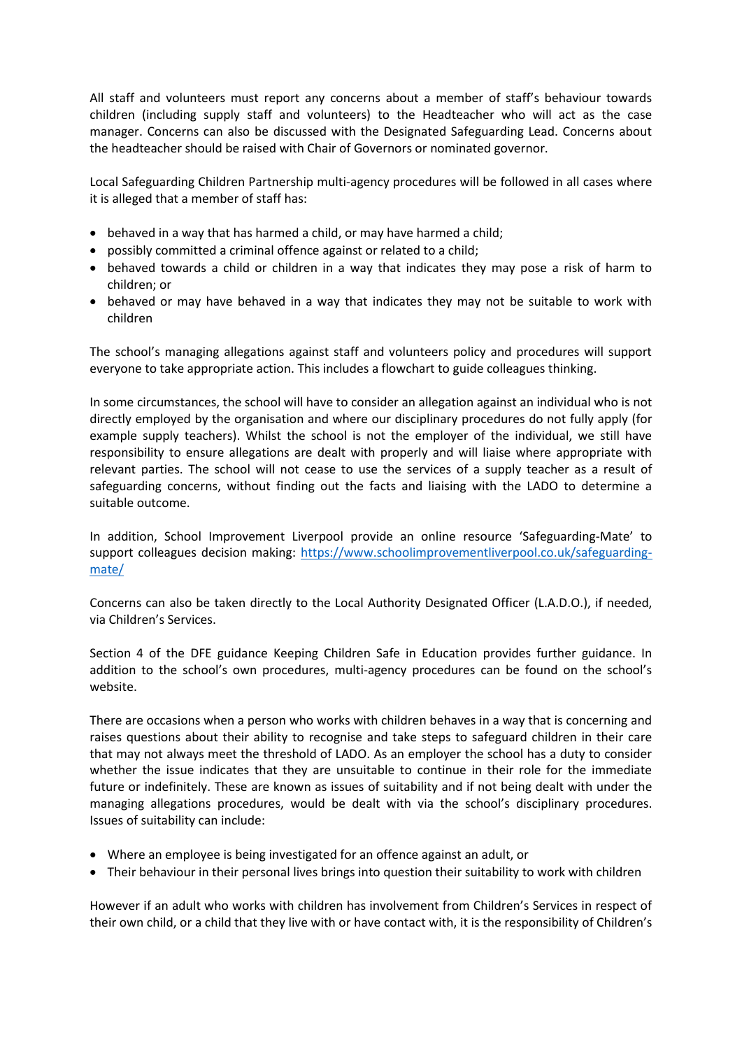All staff and volunteers must report any concerns about a member of staff's behaviour towards children (including supply staff and volunteers) to the Headteacher who will act as the case manager. Concerns can also be discussed with the Designated Safeguarding Lead. Concerns about the headteacher should be raised with Chair of Governors or nominated governor.

Local Safeguarding Children Partnership multi-agency procedures will be followed in all cases where it is alleged that a member of staff has:

- behaved in a way that has harmed a child, or may have harmed a child;
- possibly committed a criminal offence against or related to a child;
- behaved towards a child or children in a way that indicates they may pose a risk of harm to children; or
- behaved or may have behaved in a way that indicates they may not be suitable to work with children

The school's managing allegations against staff and volunteers policy and procedures will support everyone to take appropriate action. This includes a flowchart to guide colleagues thinking.

In some circumstances, the school will have to consider an allegation against an individual who is not directly employed by the organisation and where our disciplinary procedures do not fully apply (for example supply teachers). Whilst the school is not the employer of the individual, we still have responsibility to ensure allegations are dealt with properly and will liaise where appropriate with relevant parties. The school will not cease to use the services of a supply teacher as a result of safeguarding concerns, without finding out the facts and liaising with the LADO to determine a suitable outcome.

In addition, School Improvement Liverpool provide an online resource 'Safeguarding-Mate' to support colleagues decision making: [https://www.schoolimprovementliverpool.co.uk/safeguarding-mate/](https://www.schoolimprovementliverpool.co.uk/safeguarding-mate/)

Concerns can also be taken directly to the Local Authority Designated Officer (L.A.D.O.), if needed, via Children's Services.

Section 4 of the DFE guidance Keeping Children Safe in Education provides further guidance. In addition to the school's own procedures, multi-agency procedures can be found on the school's website.

There are occasions when a person who works with children behaves in a way that is concerning and raises questions about their ability to recognise and take steps to safeguard children in their care that may not always meet the threshold of LADO. As an employer the school has a duty to consider whether the issue indicates that they are unsuitable to continue in their role for the immediate future or indefinitely. These are known as issues of suitability and if not being dealt with under the managing allegations procedures, would be dealt with via the school's disciplinary procedures. Issues of suitability can include:

- Where an employee is being investigated for an offence against an adult, or
- Their behaviour in their personal lives brings into question their suitability to work with children

However if an adult who works with children has involvement from Children's Services in respect of their own child, or a child that they live with or have contact with, it is the responsibility of Children's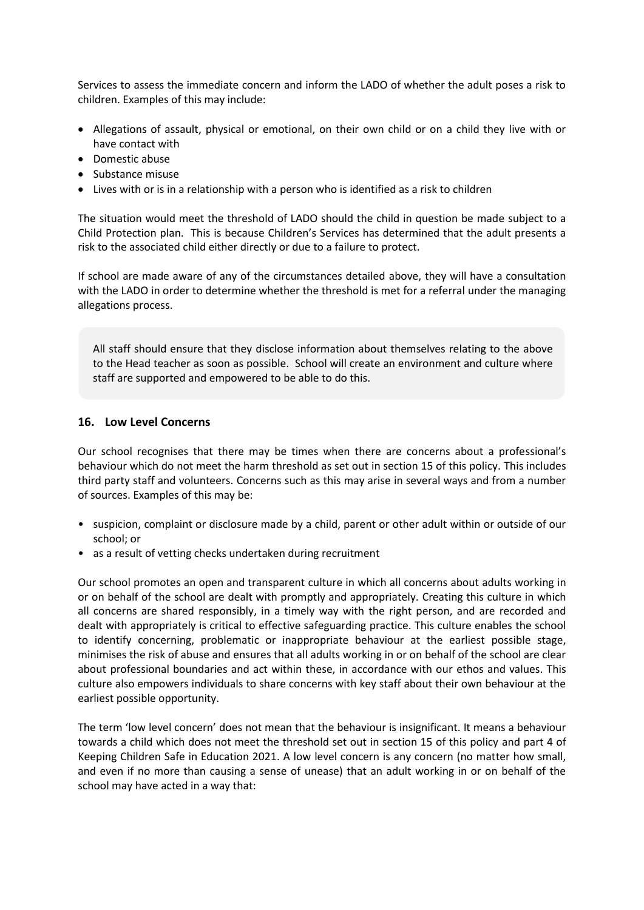Services to assess the immediate concern and inform the LADO of whether the adult poses a risk to children. Examples of this may include:

- Allegations of assault, physical or emotional, on their own child or on a child they live with or have contact with
- Domestic abuse
- Substance misuse
- Lives with or is in a relationship with a person who is identified as a risk to children

The situation would meet the threshold of LADO should the child in question be made subject to a Child Protection plan. This is because Children's Services has determined that the adult presents a risk to the associated child either directly or due to a failure to protect.

If school are made aware of any of the circumstances detailed above, they will have a consultation with the LADO in order to determine whether the threshold is met for a referral under the managing allegations process.

> All staff should ensure that they disclose information about themselves relating to the above to the Head teacher as soon as possible. School will create an environment and culture where staff are supported and empowered to be able to do this.

## 16. Low Level Concerns

Our school recognises that there may be times when there are concerns about a professional's behaviour which do not meet the harm threshold as set out in section 15 of this policy. This includes third party staff and volunteers. Concerns such as this may arise in several ways and from a number of sources. Examples of this may be:

- suspicion, complaint or disclosure made by a child, parent or other adult within or outside of our school; or
- as a result of vetting checks undertaken during recruitment

Our school promotes an open and transparent culture in which all concerns about adults working in or on behalf of the school are dealt with promptly and appropriately. Creating this culture in which all concerns are shared responsibly, in a timely way with the right person, and are recorded and dealt with appropriately is critical to effective safeguarding practice. This culture enables the school to identify concerning, problematic or inappropriate behaviour at the earliest possible stage, minimises the risk of abuse and ensures that all adults working in or on behalf of the school are clear about professional boundaries and act within these, in accordance with our ethos and values. This culture also empowers individuals to share concerns with key staff about their own behaviour at the earliest possible opportunity.

The term 'low level concern' does not mean that the behaviour is insignificant. It means a behaviour towards a child which does not meet the threshold set out in section 15 of this policy and part 4 of Keeping Children Safe in Education 2021. A low level concern is any concern (no matter how small, and even if no more than causing a sense of unease) that an adult working in or on behalf of the school may have acted in a way that: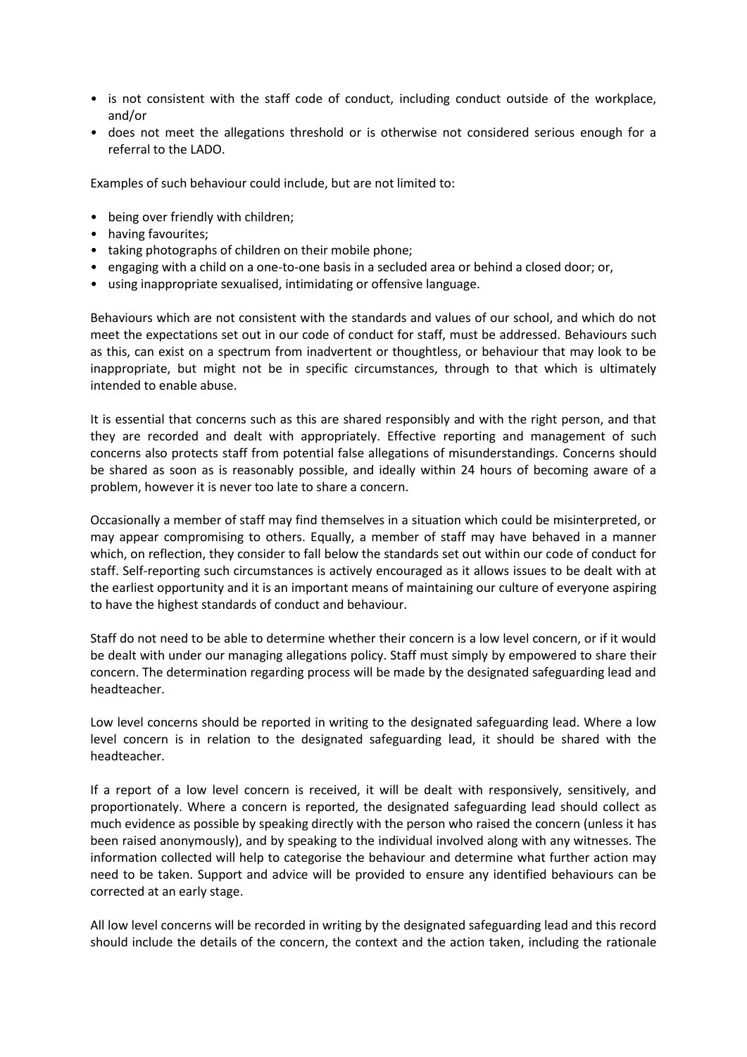- is not consistent with the staff code of conduct, including conduct outside of the workplace, and/or
- does not meet the allegations threshold or is otherwise not considered serious enough for a referral to the LADO.

Examples of such behaviour could include, but are not limited to:

- being over friendly with children;
- having favourites;
- taking photographs of children on their mobile phone;
- engaging with a child on a one-to-one basis in a secluded area or behind a closed door; or,
- using inappropriate sexualised, intimidating or offensive language.

Behaviours which are not consistent with the standards and values of our school, and which do not meet the expectations set out in our code of conduct for staff, must be addressed. Behaviours such as this, can exist on a spectrum from inadvertent or thoughtless, or behaviour that may look to be inappropriate, but might not be in specific circumstances, through to that which is ultimately intended to enable abuse.

It is essential that concerns such as this are shared responsibly and with the right person, and that they are recorded and dealt with appropriately. Effective reporting and management of such concerns also protects staff from potential false allegations of misunderstandings. Concerns should be shared as soon as is reasonably possible, and ideally within 24 hours of becoming aware of a problem, however it is never too late to share a concern.

Occasionally a member of staff may find themselves in a situation which could be misinterpreted, or may appear compromising to others. Equally, a member of staff may have behaved in a manner which, on reflection, they consider to fall below the standards set out within our code of conduct for staff. Self-reporting such circumstances is actively encouraged as it allows issues to be dealt with at the earliest opportunity and it is an important means of maintaining our culture of everyone aspiring to have the highest standards of conduct and behaviour.

Staff do not need to be able to determine whether their concern is a low level concern, or if it would be dealt with under our managing allegations policy. Staff must simply by empowered to share their concern. The determination regarding process will be made by the designated safeguarding lead and headteacher.

Low level concerns should be reported in writing to the designated safeguarding lead. Where a low level concern is in relation to the designated safeguarding lead, it should be shared with the headteacher.

If a report of a low level concern is received, it will be dealt with responsively, sensitively, and proportionately. Where a concern is reported, the designated safeguarding lead should collect as much evidence as possible by speaking directly with the person who raised the concern (unless it has been raised anonymously), and by speaking to the individual involved along with any witnesses. The information collected will help to categorise the behaviour and determine what further action may need to be taken. Support and advice will be provided to ensure any identified behaviours can be corrected at an early stage.

All low level concerns will be recorded in writing by the designated safeguarding lead and this record should include the details of the concern, the context and the action taken, including the rationale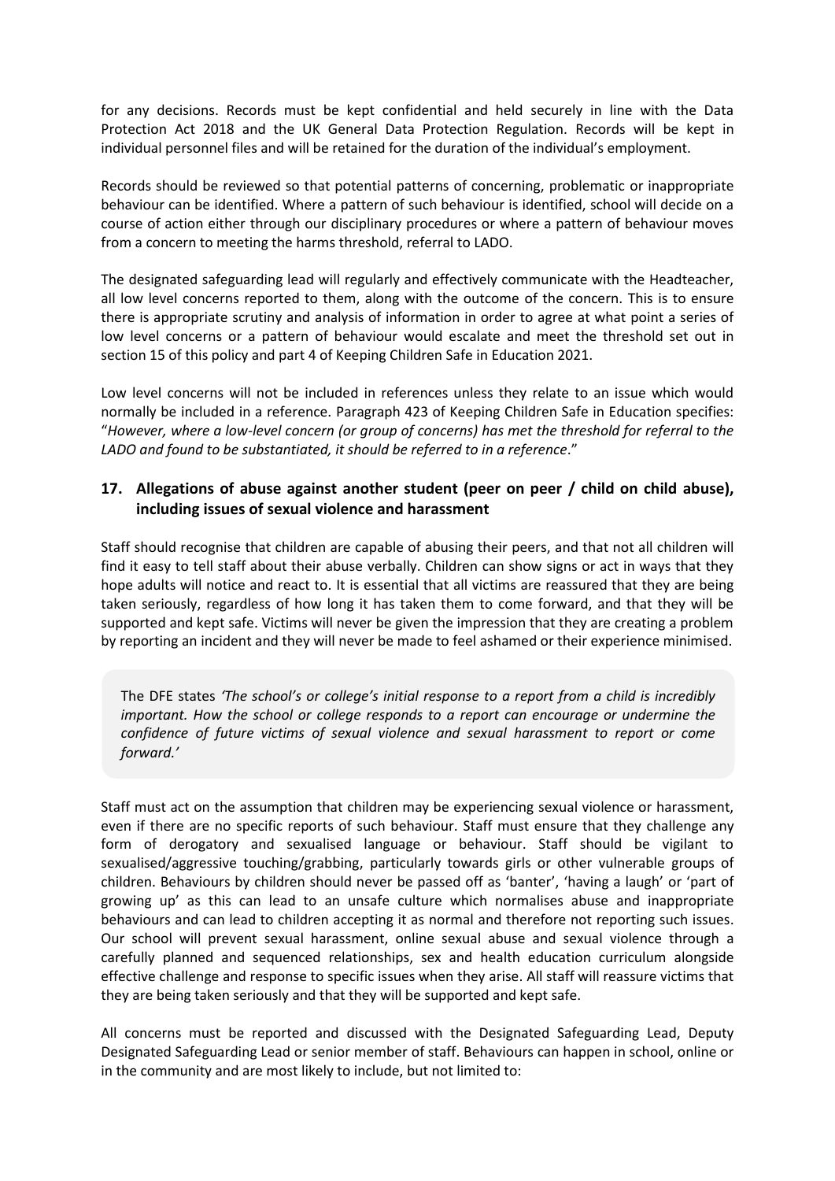for any decisions. Records must be kept confidential and held securely in line with the Data Protection Act 2018 and the UK General Data Protection Regulation. Records will be kept in individual personnel files and will be retained for the duration of the individual's employment.

Records should be reviewed so that potential patterns of concerning, problematic or inappropriate behaviour can be identified. Where a pattern of such behaviour is identified, school will decide on a course of action either through our disciplinary procedures or where a pattern of behaviour moves from a concern to meeting the harms threshold, referral to LADO.

The designated safeguarding lead will regularly and effectively communicate with the Headteacher, all low level concerns reported to them, along with the outcome of the concern. This is to ensure there is appropriate scrutiny and analysis of information in order to agree at what point a series of low level concerns or a pattern of behaviour would escalate and meet the threshold set out in section 15 of this policy and part 4 of Keeping Children Safe in Education 2021.

Low level concerns will not be included in references unless they relate to an issue which would normally be included in a reference. Paragraph 423 of Keeping Children Safe in Education specifies: "*However, where a low-level concern (or group of concerns) has met the threshold for referral to the LADO and found to be substantiated, it should be referred to in a reference*."

## 17. Allegations of abuse against another student (peer on peer / child on child abuse), including issues of sexual violence and harassment

Staff should recognise that children are capable of abusing their peers, and that not all children will find it easy to tell staff about their abuse verbally. Children can show signs or act in ways that they hope adults will notice and react to. It is essential that all victims are reassured that they are being taken seriously, regardless of how long it has taken them to come forward, and that they will be supported and kept safe. Victims will never be given the impression that they are creating a problem by reporting an incident and they will never be made to feel ashamed or their experience minimised.

> The DFE states *'The school's or college's initial response to a report from a child is incredibly important. How the school or college responds to a report can encourage or undermine the confidence of future victims of sexual violence and sexual harassment to report or come forward.'*

Staff must act on the assumption that children may be experiencing sexual violence or harassment, even if there are no specific reports of such behaviour. Staff must ensure that they challenge any form of derogatory and sexualised language or behaviour. Staff should be vigilant to sexualised/aggressive touching/grabbing, particularly towards girls or other vulnerable groups of children. Behaviours by children should never be passed off as 'banter', 'having a laugh' or 'part of growing up' as this can lead to an unsafe culture which normalises abuse and inappropriate behaviours and can lead to children accepting it as normal and therefore not reporting such issues. Our school will prevent sexual harassment, online sexual abuse and sexual violence through a carefully planned and sequenced relationships, sex and health education curriculum alongside effective challenge and response to specific issues when they arise. All staff will reassure victims that they are being taken seriously and that they will be supported and kept safe.

All concerns must be reported and discussed with the Designated Safeguarding Lead, Deputy Designated Safeguarding Lead or senior member of staff. Behaviours can happen in school, online or in the community and are most likely to include, but not limited to: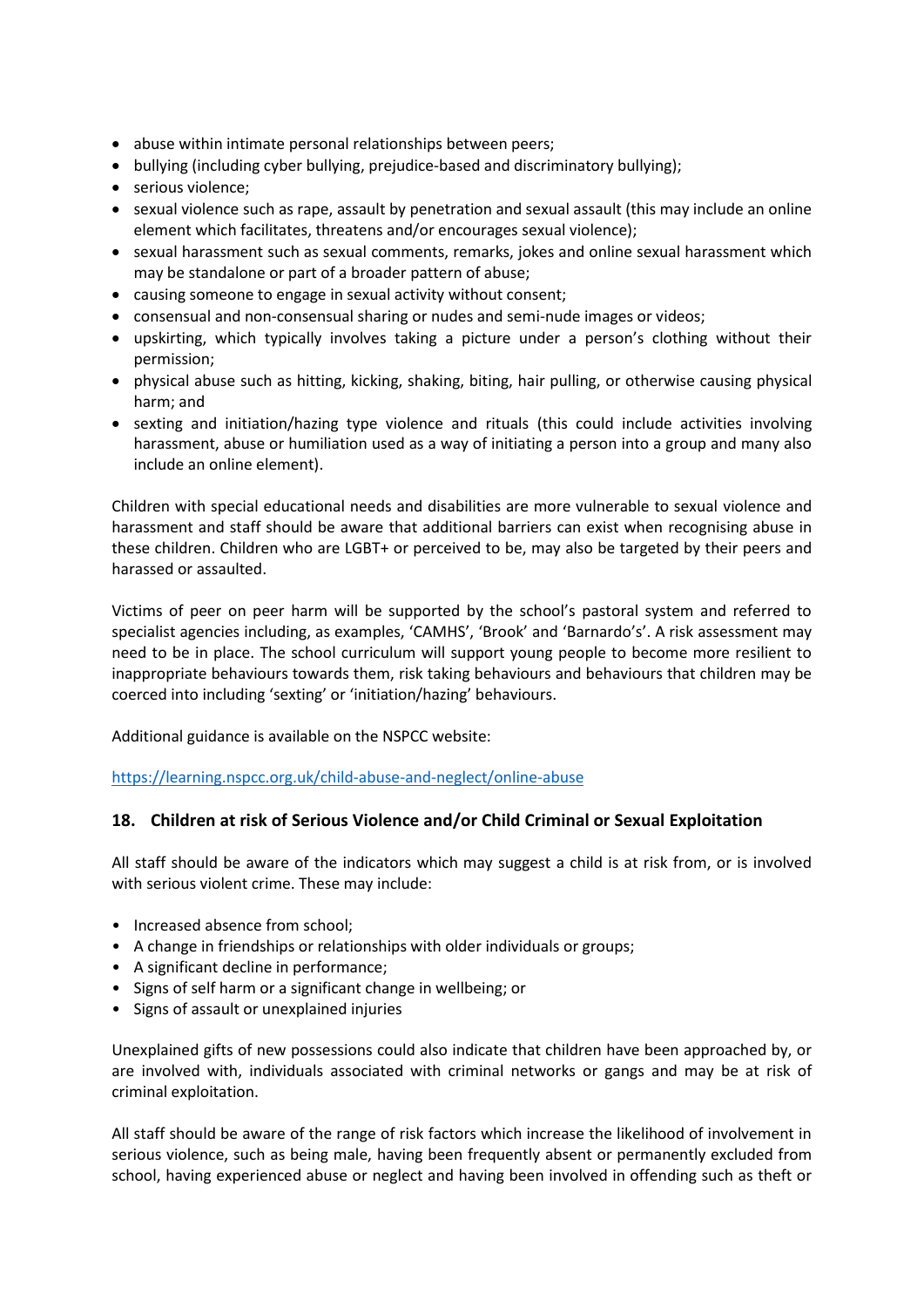- abuse within intimate personal relationships between peers;
- bullying (including cyber bullying, prejudice-based and discriminatory bullying);
- serious violence;
- sexual violence such as rape, assault by penetration and sexual assault (this may include an online element which facilitates, threatens and/or encourages sexual violence);
- sexual harassment such as sexual comments, remarks, jokes and online sexual harassment which may be standalone or part of a broader pattern of abuse;
- causing someone to engage in sexual activity without consent;
- consensual and non-consensual sharing or nudes and semi-nude images or videos;
- upskirting, which typically involves taking a picture under a person's clothing without their permission;
- physical abuse such as hitting, kicking, shaking, biting, hair pulling, or otherwise causing physical harm; and
- sexting and initiation/hazing type violence and rituals (this could include activities involving harassment, abuse or humiliation used as a way of initiating a person into a group and many also include an online element).

Children with special educational needs and disabilities are more vulnerable to sexual violence and harassment and staff should be aware that additional barriers can exist when recognising abuse in these children. Children who are LGBT+ or perceived to be, may also be targeted by their peers and harassed or assaulted.

Victims of peer on peer harm will be supported by the school's pastoral system and referred to specialist agencies including, as examples, 'CAMHS', 'Brook' and 'Barnardo's'. A risk assessment may need to be in place. The school curriculum will support young people to become more resilient to inappropriate behaviours towards them, risk taking behaviours and behaviours that children may be coerced into including 'sexting' or 'initiation/hazing' behaviours.

Additional guidance is available on the NSPCC website:

https://learning.nspcc.org.uk/child-abuse-and-neglect/online-abuse

## 18. Children at risk of Serious Violence and/or Child Criminal or Sexual Exploitation

All staff should be aware of the indicators which may suggest a child is at risk from, or is involved with serious violent crime. These may include:

- Increased absence from school;
- A change in friendships or relationships with older individuals or groups;
- A significant decline in performance;
- Signs of self harm or a significant change in wellbeing; or
- Signs of assault or unexplained injuries

Unexplained gifts of new possessions could also indicate that children have been approached by, or are involved with, individuals associated with criminal networks or gangs and may be at risk of criminal exploitation.

All staff should be aware of the range of risk factors which increase the likelihood of involvement in serious violence, such as being male, having been frequently absent or permanently excluded from school, having experienced abuse or neglect and having been involved in offending such as theft or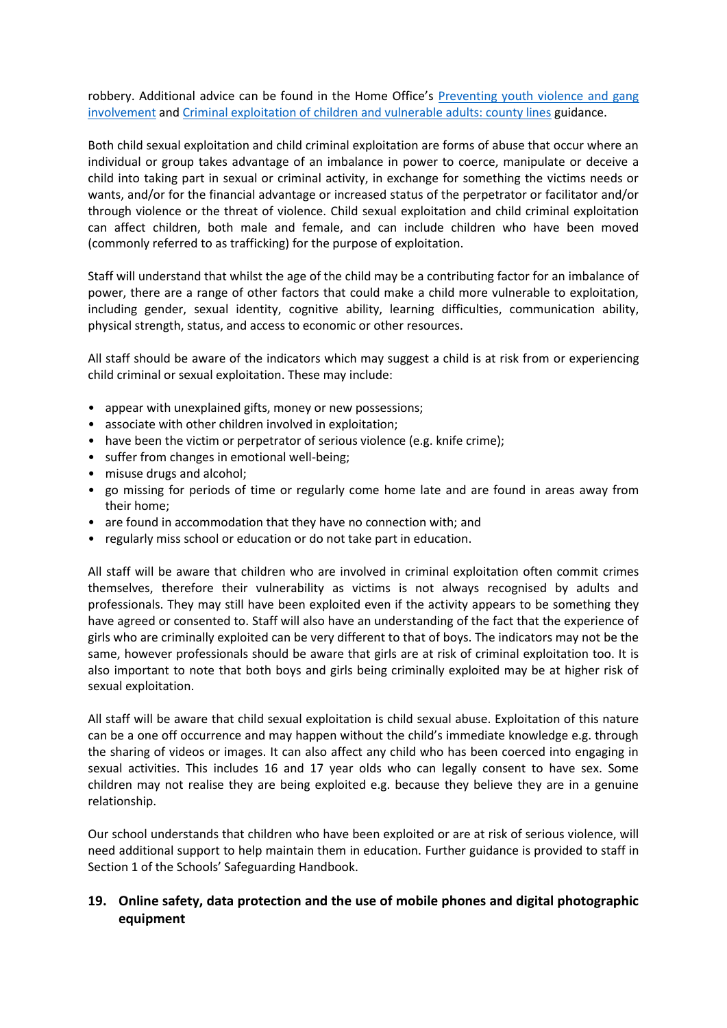robbery. Additional advice can be found in the Home Office's [Preventing youth violence and gang involvement]() and [Criminal exploitation of children and vulnerable adults: county lines]() guidance.

Both child sexual exploitation and child criminal exploitation are forms of abuse that occur where an individual or group takes advantage of an imbalance in power to coerce, manipulate or deceive a child into taking part in sexual or criminal activity, in exchange for something the victims needs or wants, and/or for the financial advantage or increased status of the perpetrator or facilitator and/or through violence or the threat of violence. Child sexual exploitation and child criminal exploitation can affect children, both male and female, and can include children who have been moved (commonly referred to as trafficking) for the purpose of exploitation.

Staff will understand that whilst the age of the child may be a contributing factor for an imbalance of power, there are a range of other factors that could make a child more vulnerable to exploitation, including gender, sexual identity, cognitive ability, learning difficulties, communication ability, physical strength, status, and access to economic or other resources.

All staff should be aware of the indicators which may suggest a child is at risk from or experiencing child criminal or sexual exploitation. These may include:

- appear with unexplained gifts, money or new possessions;
- associate with other children involved in exploitation;
- have been the victim or perpetrator of serious violence (e.g. knife crime);
- suffer from changes in emotional well-being;
- misuse drugs and alcohol;
- go missing for periods of time or regularly come home late and are found in areas away from their home;
- are found in accommodation that they have no connection with; and
- regularly miss school or education or do not take part in education.

All staff will be aware that children who are involved in criminal exploitation often commit crimes themselves, therefore their vulnerability as victims is not always recognised by adults and professionals. They may still have been exploited even if the activity appears to be something they have agreed or consented to. Staff will also have an understanding of the fact that the experience of girls who are criminally exploited can be very different to that of boys. The indicators may not be the same, however professionals should be aware that girls are at risk of criminal exploitation too. It is also important to note that both boys and girls being criminally exploited may be at higher risk of sexual exploitation.

All staff will be aware that child sexual exploitation is child sexual abuse. Exploitation of this nature can be a one off occurrence and may happen without the child's immediate knowledge e.g. through the sharing of videos or images. It can also affect any child who has been coerced into engaging in sexual activities. This includes 16 and 17 year olds who can legally consent to have sex. Some children may not realise they are being exploited e.g. because they believe they are in a genuine relationship.

Our school understands that children who have been exploited or are at risk of serious violence, will need additional support to help maintain them in education. Further guidance is provided to staff in Section 1 of the Schools' Safeguarding Handbook.

## 19. Online safety, data protection and the use of mobile phones and digital photographic equipment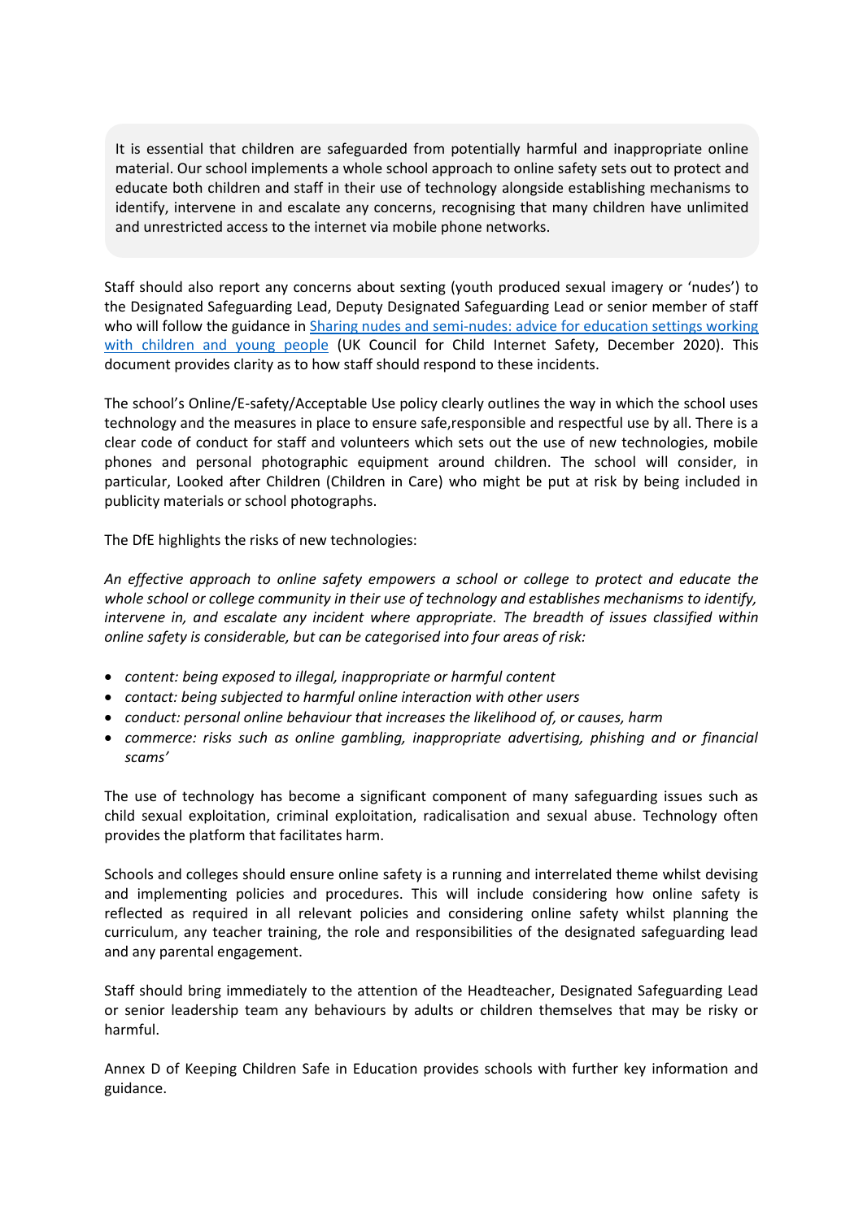It is essential that children are safeguarded from potentially harmful and inappropriate online material. Our school implements a whole school approach to online safety sets out to protect and educate both children and staff in their use of technology alongside establishing mechanisms to identify, intervene in and escalate any concerns, recognising that many children have unlimited and unrestricted access to the internet via mobile phone networks.

Staff should also report any concerns about sexting (youth produced sexual imagery or 'nudes') to the Designated Safeguarding Lead, Deputy Designated Safeguarding Lead or senior member of staff who will follow the guidance in [Sharing nudes and semi-nudes: advice for education settings working with children and young people](#) (UK Council for Child Internet Safety, December 2020). This document provides clarity as to how staff should respond to these incidents.

The school's Online/E-safety/Acceptable Use policy clearly outlines the way in which the school uses technology and the measures in place to ensure safe,responsible and respectful use by all. There is a clear code of conduct for staff and volunteers which sets out the use of new technologies, mobile phones and personal photographic equipment around children. The school will consider, in particular, Looked after Children (Children in Care) who might be put at risk by being included in publicity materials or school photographs.

The DfE highlights the risks of new technologies:

*An effective approach to online safety empowers a school or college to protect and educate the whole school or college community in their use of technology and establishes mechanisms to identify, intervene in, and escalate any incident where appropriate. The breadth of issues classified within online safety is considerable, but can be categorised into four areas of risk:*

- *content: being exposed to illegal, inappropriate or harmful content*
- *contact: being subjected to harmful online interaction with other users*
- *conduct: personal online behaviour that increases the likelihood of, or causes, harm*
- *commerce: risks such as online gambling, inappropriate advertising, phishing and or financial scams'*

The use of technology has become a significant component of many safeguarding issues such as child sexual exploitation, criminal exploitation, radicalisation and sexual abuse. Technology often provides the platform that facilitates harm.

Schools and colleges should ensure online safety is a running and interrelated theme whilst devising and implementing policies and procedures. This will include considering how online safety is reflected as required in all relevant policies and considering online safety whilst planning the curriculum, any teacher training, the role and responsibilities of the designated safeguarding lead and any parental engagement.

Staff should bring immediately to the attention of the Headteacher, Designated Safeguarding Lead or senior leadership team any behaviours by adults or children themselves that may be risky or harmful.

Annex D of Keeping Children Safe in Education provides schools with further key information and guidance.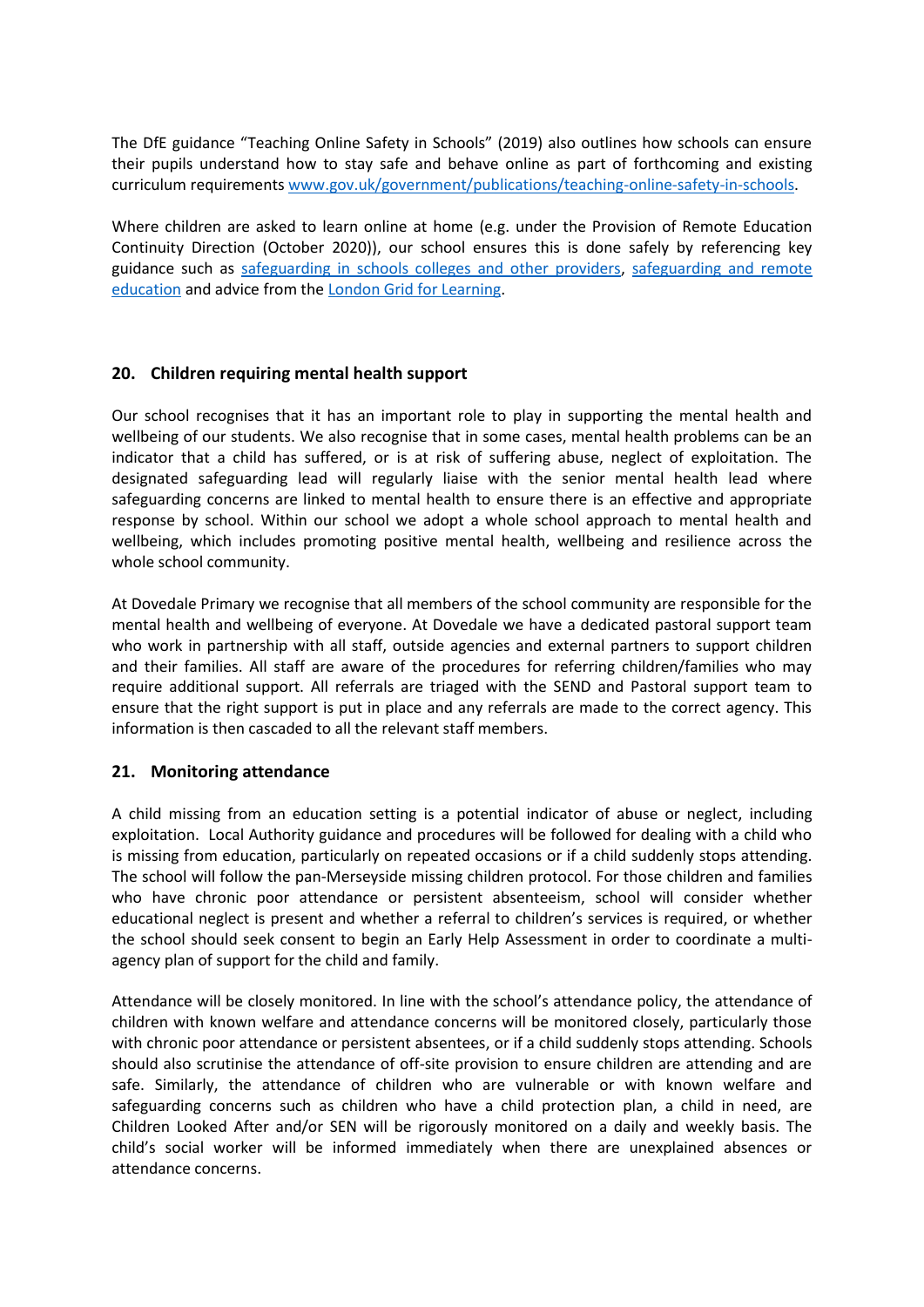The DfE guidance "Teaching Online Safety in Schools" (2019) also outlines how schools can ensure their pupils understand how to stay safe and behave online as part of forthcoming and existing curriculum requirements [www.gov.uk/government/publications/teaching-online-safety-in-schools](www.gov.uk/government/publications/teaching-online-safety-in-schools).

Where children are asked to learn online at home (e.g. under the Provision of Remote Education Continuity Direction (October 2020)), our school ensures this is done safely by referencing key guidance such as safeguarding in schools colleges and other providers, safeguarding and remote education and advice from the London Grid for Learning.

## 20. Children requiring mental health support

Our school recognises that it has an important role to play in supporting the mental health and wellbeing of our students. We also recognise that in some cases, mental health problems can be an indicator that a child has suffered, or is at risk of suffering abuse, neglect of exploitation. The designated safeguarding lead will regularly liaise with the senior mental health lead where safeguarding concerns are linked to mental health to ensure there is an effective and appropriate response by school. Within our school we adopt a whole school approach to mental health and wellbeing, which includes promoting positive mental health, wellbeing and resilience across the whole school community.

At Dovedale Primary we recognise that all members of the school community are responsible for the mental health and wellbeing of everyone. At Dovedale we have a dedicated pastoral support team who work in partnership with all staff, outside agencies and external partners to support children and their families. All staff are aware of the procedures for referring children/families who may require additional support. All referrals are triaged with the SEND and Pastoral support team to ensure that the right support is put in place and any referrals are made to the correct agency. This information is then cascaded to all the relevant staff members.

## 21. Monitoring attendance

A child missing from an education setting is a potential indicator of abuse or neglect, including exploitation. Local Authority guidance and procedures will be followed for dealing with a child who is missing from education, particularly on repeated occasions or if a child suddenly stops attending. The school will follow the pan-Merseyside missing children protocol. For those children and families who have chronic poor attendance or persistent absenteeism, school will consider whether educational neglect is present and whether a referral to children's services is required, or whether the school should seek consent to begin an Early Help Assessment in order to coordinate a multi-agency plan of support for the child and family.

Attendance will be closely monitored. In line with the school's attendance policy, the attendance of children with known welfare and attendance concerns will be monitored closely, particularly those with chronic poor attendance or persistent absentees, or if a child suddenly stops attending. Schools should also scrutinise the attendance of off-site provision to ensure children are attending and are safe. Similarly, the attendance of children who are vulnerable or with known welfare and safeguarding concerns such as children who have a child protection plan, a child in need, are Children Looked After and/or SEN will be rigorously monitored on a daily and weekly basis. The child's social worker will be informed immediately when there are unexplained absences or attendance concerns.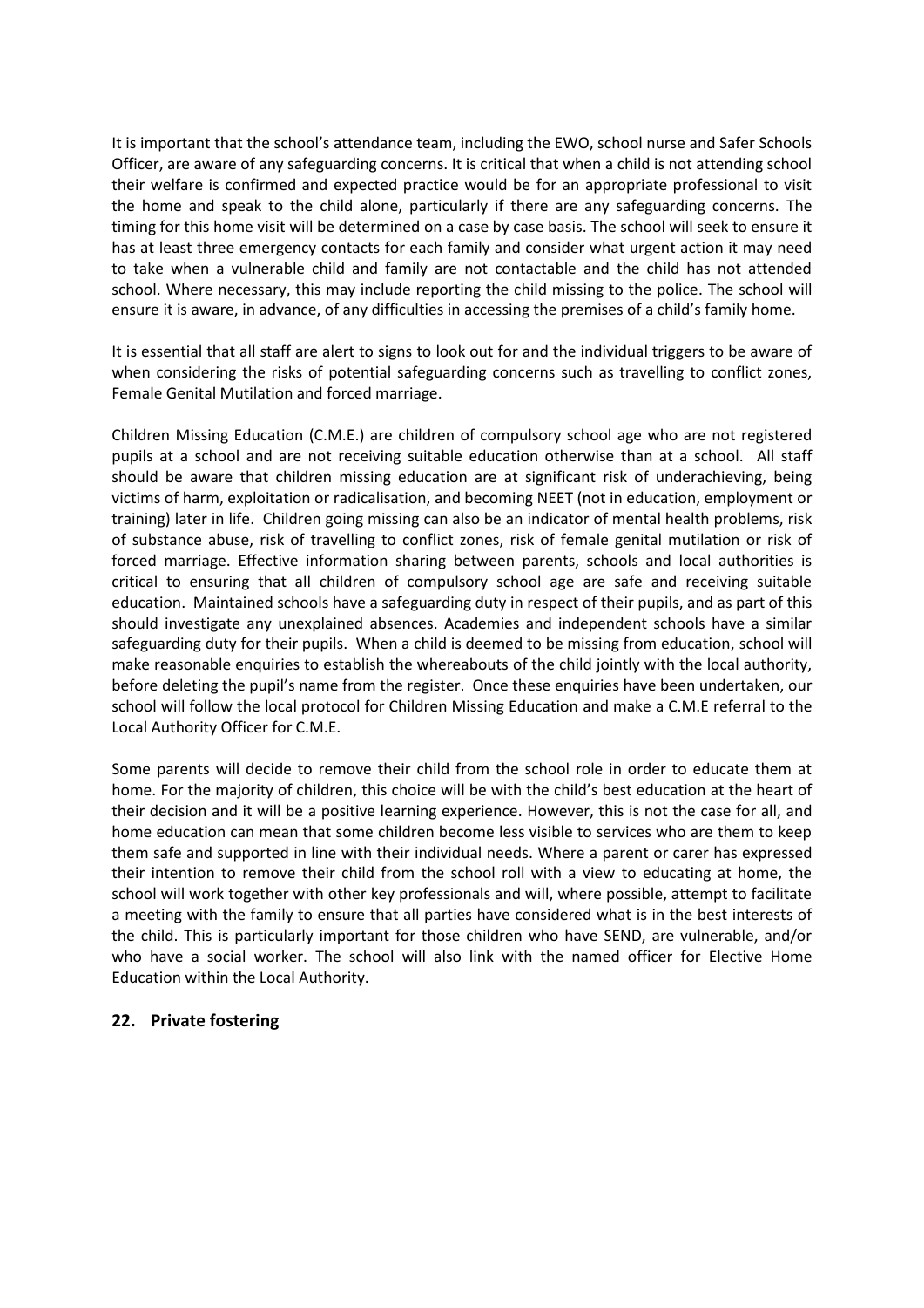It is important that the school's attendance team, including the EWO, school nurse and Safer Schools Officer, are aware of any safeguarding concerns. It is critical that when a child is not attending school their welfare is confirmed and expected practice would be for an appropriate professional to visit the home and speak to the child alone, particularly if there are any safeguarding concerns. The timing for this home visit will be determined on a case by case basis. The school will seek to ensure it has at least three emergency contacts for each family and consider what urgent action it may need to take when a vulnerable child and family are not contactable and the child has not attended school. Where necessary, this may include reporting the child missing to the police. The school will ensure it is aware, in advance, of any difficulties in accessing the premises of a child's family home.

It is essential that all staff are alert to signs to look out for and the individual triggers to be aware of when considering the risks of potential safeguarding concerns such as travelling to conflict zones, Female Genital Mutilation and forced marriage.

Children Missing Education (C.M.E.) are children of compulsory school age who are not registered pupils at a school and are not receiving suitable education otherwise than at a school. All staff should be aware that children missing education are at significant risk of underachieving, being victims of harm, exploitation or radicalisation, and becoming NEET (not in education, employment or training) later in life. Children going missing can also be an indicator of mental health problems, risk of substance abuse, risk of travelling to conflict zones, risk of female genital mutilation or risk of forced marriage. Effective information sharing between parents, schools and local authorities is critical to ensuring that all children of compulsory school age are safe and receiving suitable education. Maintained schools have a safeguarding duty in respect of their pupils, and as part of this should investigate any unexplained absences. Academies and independent schools have a similar safeguarding duty for their pupils. When a child is deemed to be missing from education, school will make reasonable enquiries to establish the whereabouts of the child jointly with the local authority, before deleting the pupil's name from the register. Once these enquiries have been undertaken, our school will follow the local protocol for Children Missing Education and make a C.M.E referral to the Local Authority Officer for C.M.E.

Some parents will decide to remove their child from the school role in order to educate them at home. For the majority of children, this choice will be with the child's best education at the heart of their decision and it will be a positive learning experience. However, this is not the case for all, and home education can mean that some children become less visible to services who are them to keep them safe and supported in line with their individual needs. Where a parent or carer has expressed their intention to remove their child from the school roll with a view to educating at home, the school will work together with other key professionals and will, where possible, attempt to facilitate a meeting with the family to ensure that all parties have considered what is in the best interests of the child. This is particularly important for those children who have SEND, are vulnerable, and/or who have a social worker. The school will also link with the named officer for Elective Home Education within the Local Authority.

## 22. Private fostering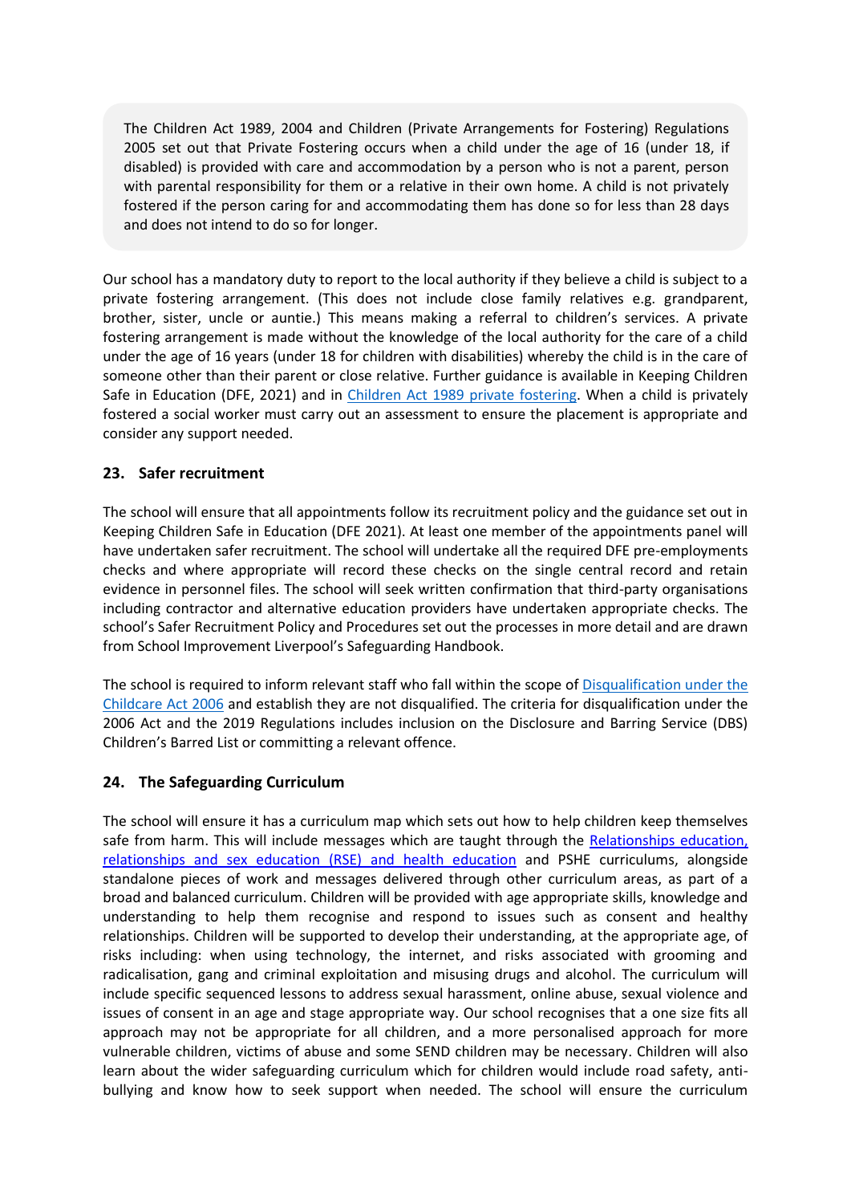The Children Act 1989, 2004 and Children (Private Arrangements for Fostering) Regulations 2005 set out that Private Fostering occurs when a child under the age of 16 (under 18, if disabled) is provided with care and accommodation by a person who is not a parent, person with parental responsibility for them or a relative in their own home. A child is not privately fostered if the person caring for and accommodating them has done so for less than 28 days and does not intend to do so for longer.

Our school has a mandatory duty to report to the local authority if they believe a child is subject to a private fostering arrangement. (This does not include close family relatives e.g. grandparent, brother, sister, uncle or auntie.) This means making a referral to children's services. A private fostering arrangement is made without the knowledge of the local authority for the care of a child under the age of 16 years (under 18 for children with disabilities) whereby the child is in the care of someone other than their parent or close relative. Further guidance is available in Keeping Children Safe in Education (DFE, 2021) and in [Children Act 1989 private fostering](). When a child is privately fostered a social worker must carry out an assessment to ensure the placement is appropriate and consider any support needed.

### 23. Safer recruitment

The school will ensure that all appointments follow its recruitment policy and the guidance set out in Keeping Children Safe in Education (DFE 2021). At least one member of the appointments panel will have undertaken safer recruitment. The school will undertake all the required DFE pre-employments checks and where appropriate will record these checks on the single central record and retain evidence in personnel files. The school will seek written confirmation that third-party organisations including contractor and alternative education providers have undertaken appropriate checks. The school's Safer Recruitment Policy and Procedures set out the processes in more detail and are drawn from School Improvement Liverpool's Safeguarding Handbook.

The school is required to inform relevant staff who fall within the scope of [Disqualification under the Childcare Act 2006]() and establish they are not disqualified. The criteria for disqualification under the 2006 Act and the 2019 Regulations includes inclusion on the Disclosure and Barring Service (DBS) Children's Barred List or committing a relevant offence.

### 24. The Safeguarding Curriculum

The school will ensure it has a curriculum map which sets out how to help children keep themselves safe from harm. This will include messages which are taught through the [Relationships education, relationships and sex education (RSE) and health education]() and PSHE curriculums, alongside standalone pieces of work and messages delivered through other curriculum areas, as part of a broad and balanced curriculum. Children will be provided with age appropriate skills, knowledge and understanding to help them recognise and respond to issues such as consent and healthy relationships. Children will be supported to develop their understanding, at the appropriate age, of risks including: when using technology, the internet, and risks associated with grooming and radicalisation, gang and criminal exploitation and misusing drugs and alcohol. The curriculum will include specific sequenced lessons to address sexual harassment, online abuse, sexual violence and issues of consent in an age and stage appropriate way. Our school recognises that a one size fits all approach may not be appropriate for all children, and a more personalised approach for more vulnerable children, victims of abuse and some SEND children may be necessary. Children will also learn about the wider safeguarding curriculum which for children would include road safety, anti-bullying and know how to seek support when needed. The school will ensure the curriculum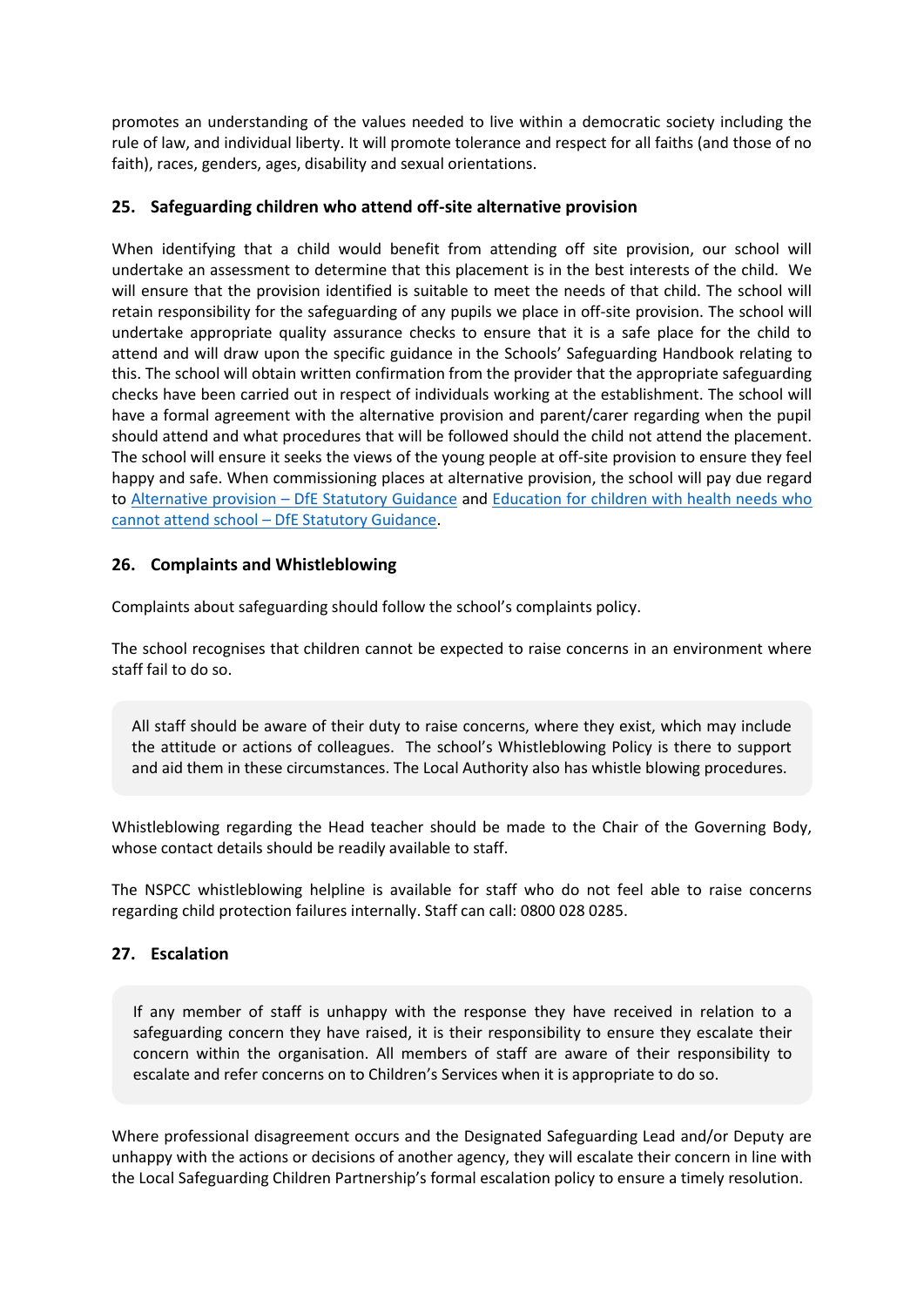promotes an understanding of the values needed to live within a democratic society including the rule of law, and individual liberty. It will promote tolerance and respect for all faiths (and those of no faith), races, genders, ages, disability and sexual orientations.

## 25. Safeguarding children who attend off-site alternative provision

When identifying that a child would benefit from attending off site provision, our school will undertake an assessment to determine that this placement is in the best interests of the child. We will ensure that the provision identified is suitable to meet the needs of that child. The school will retain responsibility for the safeguarding of any pupils we place in off-site provision. The school will undertake appropriate quality assurance checks to ensure that it is a safe place for the child to attend and will draw upon the specific guidance in the Schools' Safeguarding Handbook relating to this. The school will obtain written confirmation from the provider that the appropriate safeguarding checks have been carried out in respect of individuals working at the establishment. The school will have a formal agreement with the alternative provision and parent/carer regarding when the pupil should attend and what procedures that will be followed should the child not attend the placement. The school will ensure it seeks the views of the young people at off-site provision to ensure they feel happy and safe. When commissioning places at alternative provision, the school will pay due regard to Alternative provision – DfE Statutory Guidance and Education for children with health needs who cannot attend school – DfE Statutory Guidance.

## 26. Complaints and Whistleblowing

Complaints about safeguarding should follow the school's complaints policy.

The school recognises that children cannot be expected to raise concerns in an environment where staff fail to do so.

> All staff should be aware of their duty to raise concerns, where they exist, which may include the attitude or actions of colleagues. The school's Whistleblowing Policy is there to support and aid them in these circumstances. The Local Authority also has whistle blowing procedures.

Whistleblowing regarding the Head teacher should be made to the Chair of the Governing Body, whose contact details should be readily available to staff.

The NSPCC whistleblowing helpline is available for staff who do not feel able to raise concerns regarding child protection failures internally. Staff can call: 0800 028 0285.

## 27. Escalation

> If any member of staff is unhappy with the response they have received in relation to a safeguarding concern they have raised, it is their responsibility to ensure they escalate their concern within the organisation. All members of staff are aware of their responsibility to escalate and refer concerns on to Children's Services when it is appropriate to do so.

Where professional disagreement occurs and the Designated Safeguarding Lead and/or Deputy are unhappy with the actions or decisions of another agency, they will escalate their concern in line with the Local Safeguarding Children Partnership's formal escalation policy to ensure a timely resolution.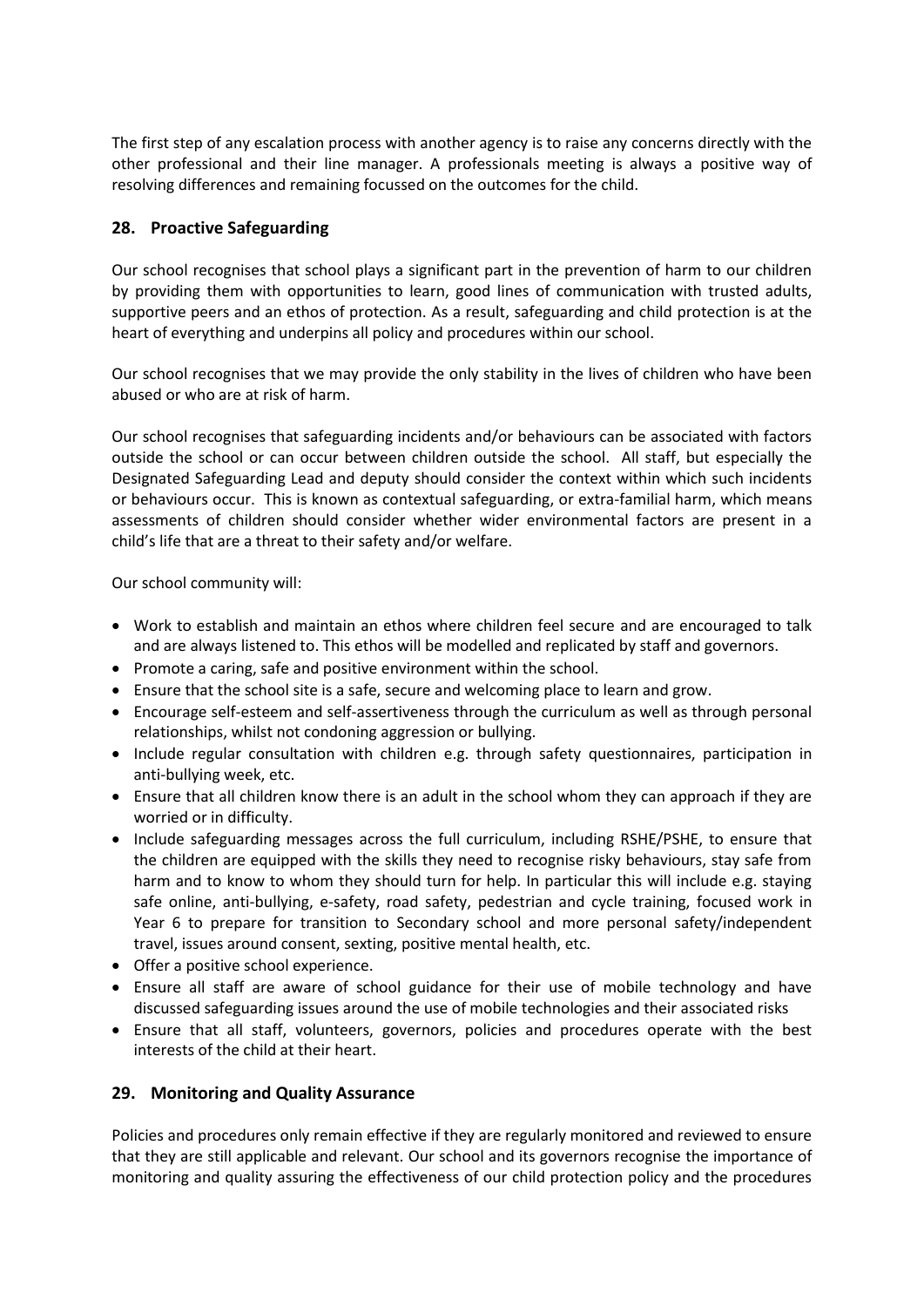The first step of any escalation process with another agency is to raise any concerns directly with the other professional and their line manager. A professionals meeting is always a positive way of resolving differences and remaining focussed on the outcomes for the child.

## 28. Proactive Safeguarding

Our school recognises that school plays a significant part in the prevention of harm to our children by providing them with opportunities to learn, good lines of communication with trusted adults, supportive peers and an ethos of protection. As a result, safeguarding and child protection is at the heart of everything and underpins all policy and procedures within our school.

Our school recognises that we may provide the only stability in the lives of children who have been abused or who are at risk of harm.

Our school recognises that safeguarding incidents and/or behaviours can be associated with factors outside the school or can occur between children outside the school. All staff, but especially the Designated Safeguarding Lead and deputy should consider the context within which such incidents or behaviours occur. This is known as contextual safeguarding, or extra-familial harm, which means assessments of children should consider whether wider environmental factors are present in a child's life that are a threat to their safety and/or welfare.

Our school community will:

- Work to establish and maintain an ethos where children feel secure and are encouraged to talk and are always listened to. This ethos will be modelled and replicated by staff and governors.
- Promote a caring, safe and positive environment within the school.
- Ensure that the school site is a safe, secure and welcoming place to learn and grow.
- Encourage self-esteem and self-assertiveness through the curriculum as well as through personal relationships, whilst not condoning aggression or bullying.
- Include regular consultation with children e.g. through safety questionnaires, participation in anti-bullying week, etc.
- Ensure that all children know there is an adult in the school whom they can approach if they are worried or in difficulty.
- Include safeguarding messages across the full curriculum, including RSHE/PSHE, to ensure that the children are equipped with the skills they need to recognise risky behaviours, stay safe from harm and to know to whom they should turn for help. In particular this will include e.g. staying safe online, anti-bullying, e-safety, road safety, pedestrian and cycle training, focused work in Year 6 to prepare for transition to Secondary school and more personal safety/independent travel, issues around consent, sexting, positive mental health, etc.
- Offer a positive school experience.
- Ensure all staff are aware of school guidance for their use of mobile technology and have discussed safeguarding issues around the use of mobile technologies and their associated risks
- Ensure that all staff, volunteers, governors, policies and procedures operate with the best interests of the child at their heart.

## 29. Monitoring and Quality Assurance

Policies and procedures only remain effective if they are regularly monitored and reviewed to ensure that they are still applicable and relevant. Our school and its governors recognise the importance of monitoring and quality assuring the effectiveness of our child protection policy and the procedures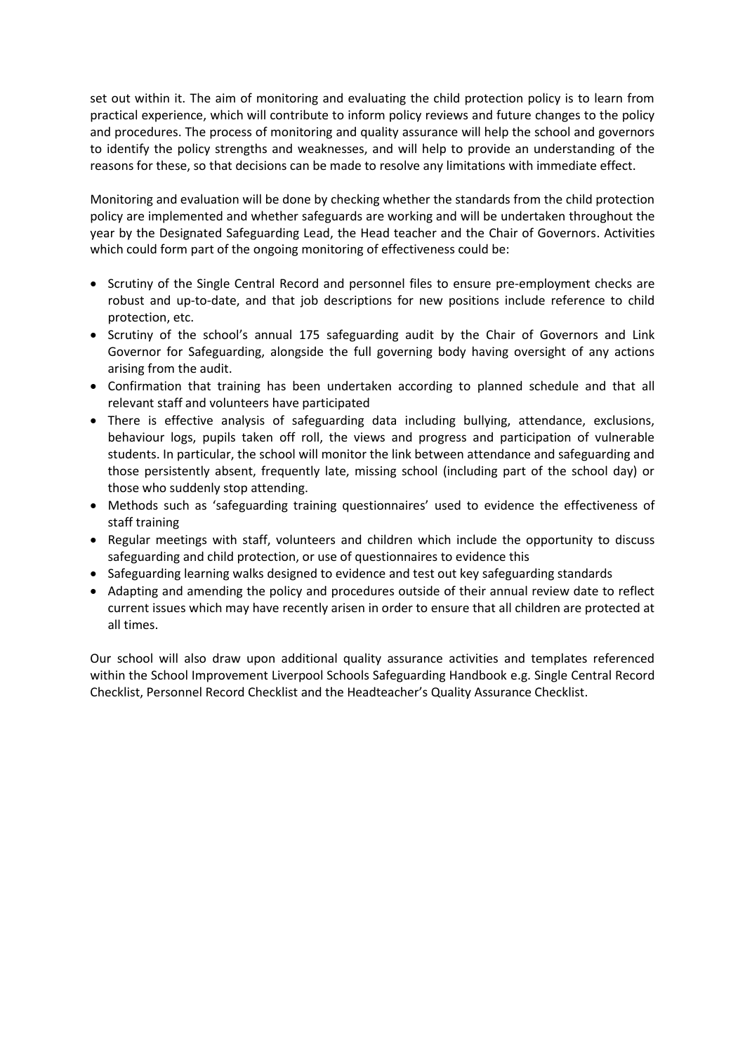set out within it. The aim of monitoring and evaluating the child protection policy is to learn from practical experience, which will contribute to inform policy reviews and future changes to the policy and procedures. The process of monitoring and quality assurance will help the school and governors to identify the policy strengths and weaknesses, and will help to provide an understanding of the reasons for these, so that decisions can be made to resolve any limitations with immediate effect.

Monitoring and evaluation will be done by checking whether the standards from the child protection policy are implemented and whether safeguards are working and will be undertaken throughout the year by the Designated Safeguarding Lead, the Head teacher and the Chair of Governors. Activities which could form part of the ongoing monitoring of effectiveness could be:

- Scrutiny of the Single Central Record and personnel files to ensure pre-employment checks are robust and up-to-date, and that job descriptions for new positions include reference to child protection, etc.
- Scrutiny of the school's annual 175 safeguarding audit by the Chair of Governors and Link Governor for Safeguarding, alongside the full governing body having oversight of any actions arising from the audit.
- Confirmation that training has been undertaken according to planned schedule and that all relevant staff and volunteers have participated
- There is effective analysis of safeguarding data including bullying, attendance, exclusions, behaviour logs, pupils taken off roll, the views and progress and participation of vulnerable students. In particular, the school will monitor the link between attendance and safeguarding and those persistently absent, frequently late, missing school (including part of the school day) or those who suddenly stop attending.
- Methods such as 'safeguarding training questionnaires' used to evidence the effectiveness of staff training
- Regular meetings with staff, volunteers and children which include the opportunity to discuss safeguarding and child protection, or use of questionnaires to evidence this
- Safeguarding learning walks designed to evidence and test out key safeguarding standards
- Adapting and amending the policy and procedures outside of their annual review date to reflect current issues which may have recently arisen in order to ensure that all children are protected at all times.

Our school will also draw upon additional quality assurance activities and templates referenced within the School Improvement Liverpool Schools Safeguarding Handbook e.g. Single Central Record Checklist, Personnel Record Checklist and the Headteacher's Quality Assurance Checklist.